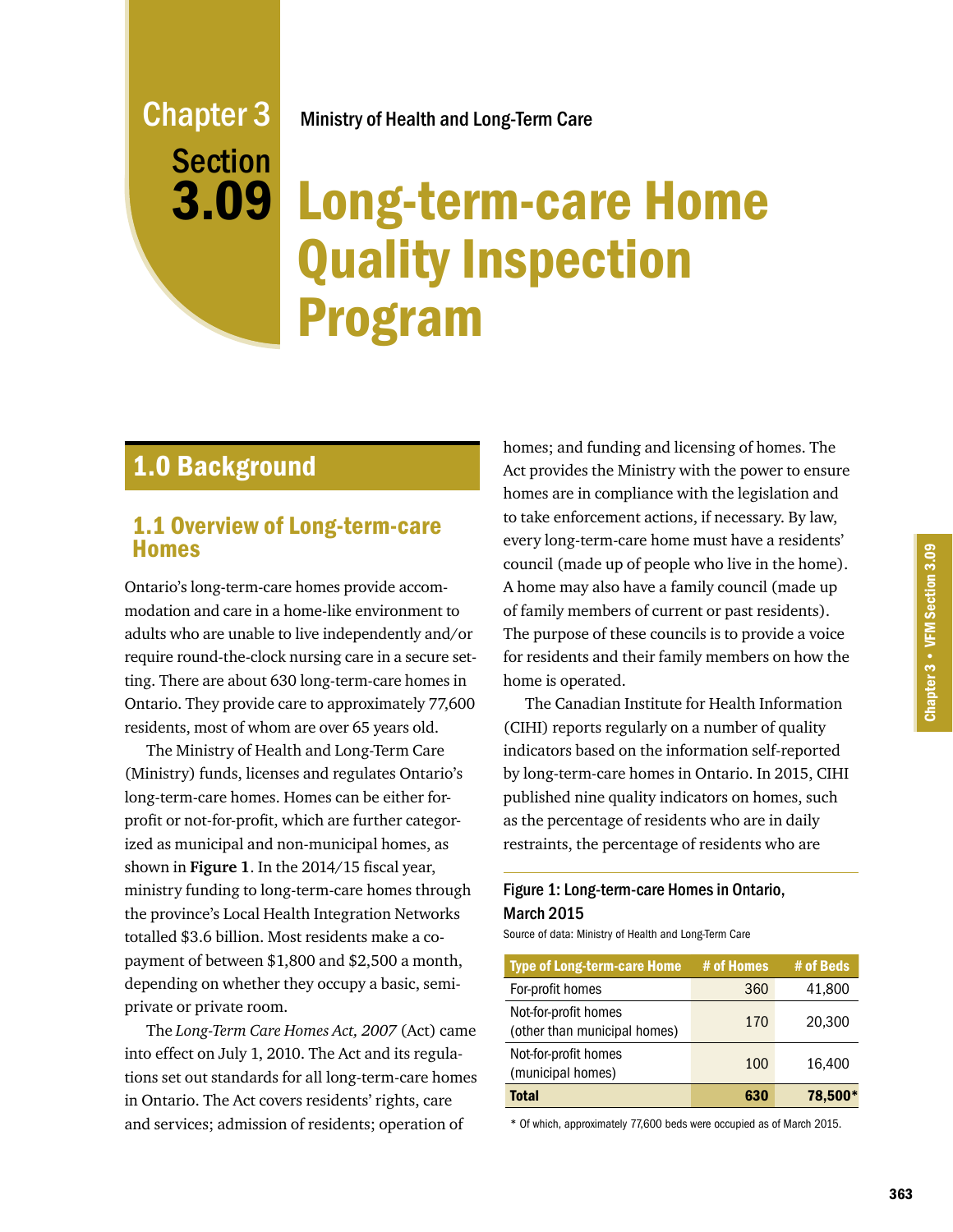# Chapter 3 Section 3.09

Ministry of Health and Long-Term Care

# Long-term-care Home Quality Inspection Program

## 1.0 Background

### 1.1 Overview of Long-term-care Homes

Ontario's long-term-care homes provide accommodation and care in a home-like environment to adults who are unable to live independently and/or require round-the-clock nursing care in a secure setting. There are about 630 long-term-care homes in Ontario. They provide care to approximately 77,600 residents, most of whom are over 65 years old.

The Ministry of Health and Long-Term Care (Ministry) funds, licenses and regulates Ontario's long-term-care homes. Homes can be either for-profit or not-for-profit, which are further categorized as municipal and non-municipal homes, as shown in **Figure 1**. In the 2014/15 fiscal year, ministry funding to long-term-care homes through the province's Local Health Integration Networks totalled $3.6 billion. Most residents make a co-payment of between $1,800 and $2,500 a month, depending on whether they occupy a basic, semi-private or private room.

The *Long-Term Care Homes Act, 2007* (Act) came into effect on July 1, 2010. The Act and its regulations set out standards for all long-term-care homes in Ontario. The Act covers residents' rights, care and services; admission of residents; operation of homes; and funding and licensing of homes. The Act provides the Ministry with the power to ensure homes are in compliance with the legislation and to take enforcement actions, if necessary. By law, every long-term-care home must have a residents' council (made up of people who live in the home). A home may also have a family council (made up of family members of current or past residents). The purpose of these councils is to provide a voice for residents and their family members on how the home is operated.

The Canadian Institute for Health Information (CIHI) reports regularly on a number of quality indicators based on the information self-reported by long-term-care homes in Ontario. In 2015, CIHI published nine quality indicators on homes, such as the percentage of residents who are in daily restraints, the percentage of residents who are

**Figure 1: Long-term-care Homes in Ontario, March 2015**

Source of data: Ministry of Health and Long-Term Care

| Type of Long-term-care Home | # of Homes | # of Beds |
|---|---|---|
| For-profit homes | 360 | 41,800 |
| Not-for-profit homes (other than municipal homes) | 170 | 20,300 |
| Not-for-profit homes (municipal homes) | 100 | 16,400 |
| **Total** | **630** | **78,500*** |

* Of which, approximately 77,600 beds were occupied as of March 2015.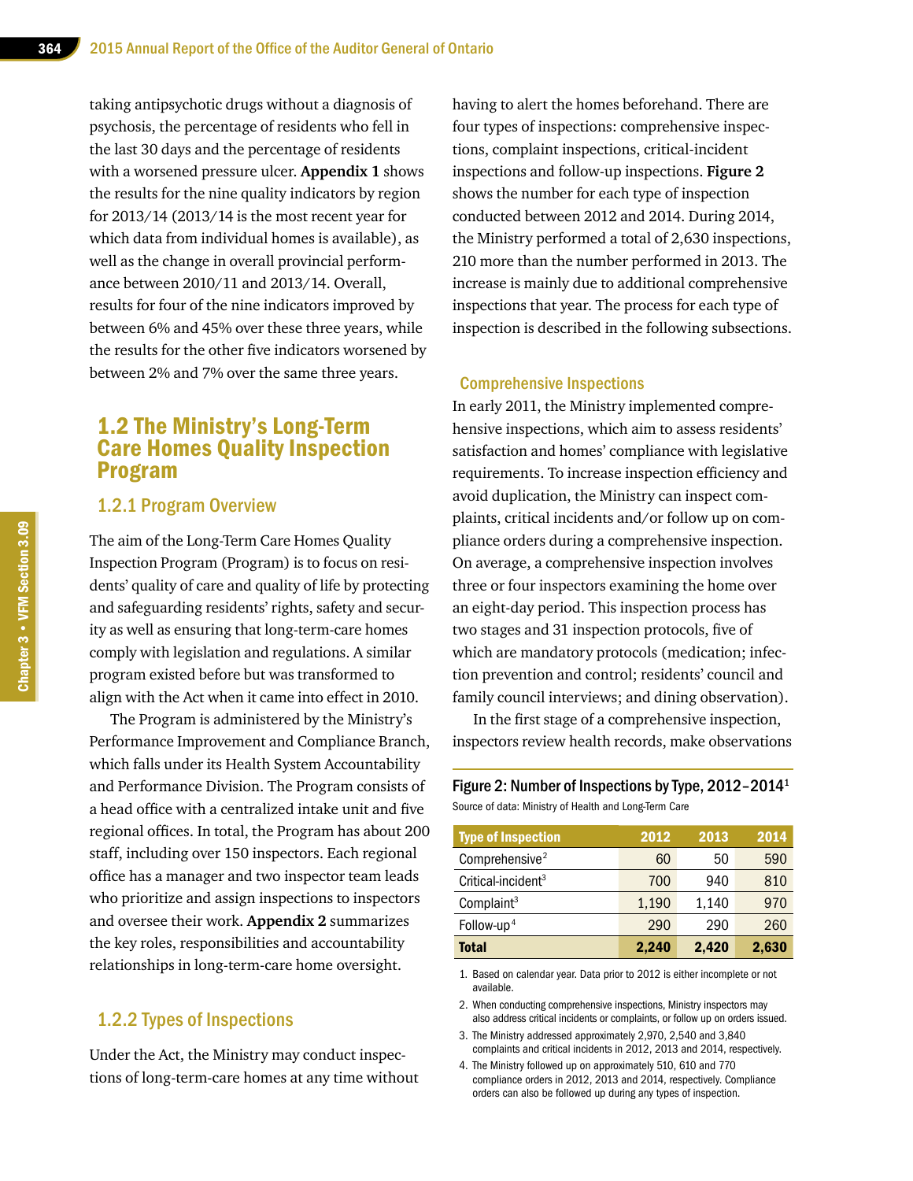taking antipsychotic drugs without a diagnosis of psychosis, the percentage of residents who fell in the last 30 days and the percentage of residents with a worsened pressure ulcer. **Appendix 1** shows the results for the nine quality indicators by region for 2013/14 (2013/14 is the most recent year for which data from individual homes is available), as well as the change in overall provincial performance between 2010/11 and 2013/14. Overall, results for four of the nine indicators improved by between 6% and 45% over these three years, while the results for the other five indicators worsened by between 2% and 7% over the same three years.

## 1.2 The Ministry's Long-Term Care Homes Quality Inspection Program

### 1.2.1 Program Overview

The aim of the Long-Term Care Homes Quality Inspection Program (Program) is to focus on residents' quality of care and quality of life by protecting and safeguarding residents' rights, safety and security as well as ensuring that long-term-care homes comply with legislation and regulations. A similar program existed before but was transformed to align with the Act when it came into effect in 2010.

The Program is administered by the Ministry's Performance Improvement and Compliance Branch, which falls under its Health System Accountability and Performance Division. The Program consists of a head office with a centralized intake unit and five regional offices. In total, the Program has about 200 staff, including over 150 inspectors. Each regional office has a manager and two inspector team leads who prioritize and assign inspections to inspectors and oversee their work. **Appendix 2** summarizes the key roles, responsibilities and accountability relationships in long-term-care home oversight.

### 1.2.2 Types of Inspections

Under the Act, the Ministry may conduct inspections of long-term-care homes at any time without having to alert the homes beforehand. There are four types of inspections: comprehensive inspections, complaint inspections, critical-incident inspections and follow-up inspections. **Figure 2** shows the number for each type of inspection conducted between 2012 and 2014. During 2014, the Ministry performed a total of 2,630 inspections, 210 more than the number performed in 2013. The increase is mainly due to additional comprehensive inspections that year. The process for each type of inspection is described in the following subsections.

#### Comprehensive Inspections

In early 2011, the Ministry implemented comprehensive inspections, which aim to assess residents' satisfaction and homes' compliance with legislative requirements. To increase inspection efficiency and avoid duplication, the Ministry can inspect complaints, critical incidents and/or follow up on compliance orders during a comprehensive inspection. On average, a comprehensive inspection involves three or four inspectors examining the home over an eight-day period. This inspection process has two stages and 31 inspection protocols, five of which are mandatory protocols (medication; infection prevention and control; residents' council and family council interviews; and dining observation).

In the first stage of a comprehensive inspection, inspectors review health records, make observations

Figure 2: Number of Inspections by Type, 2012–2014[1]

Source of data: Ministry of Health and Long-Term Care

| Type of Inspection | 2012 | 2013 | 2014 |
|---|---|---|---|
| Comprehensive[2] | 60 | 50 | 590 |
| Critical-incident[3] | 700 | 940 | 810 |
| Complaint[3] | 1,190 | 1,140 | 970 |
| Follow-up[4] | 290 | 290 | 260 |
| **Total** | **2,240** | **2,420** | **2,630** |

1. Based on calendar year. Data prior to 2012 is either incomplete or not available.
2. When conducting comprehensive inspections, Ministry inspectors may also address critical incidents or complaints, or follow up on orders issued.
3. The Ministry addressed approximately 2,970, 2,540 and 3,840 complaints and critical incidents in 2012, 2013 and 2014, respectively.
4. The Ministry followed up on approximately 510, 610 and 770 compliance orders in 2012, 2013 and 2014, respectively. Compliance orders can also be followed up during any types of inspection.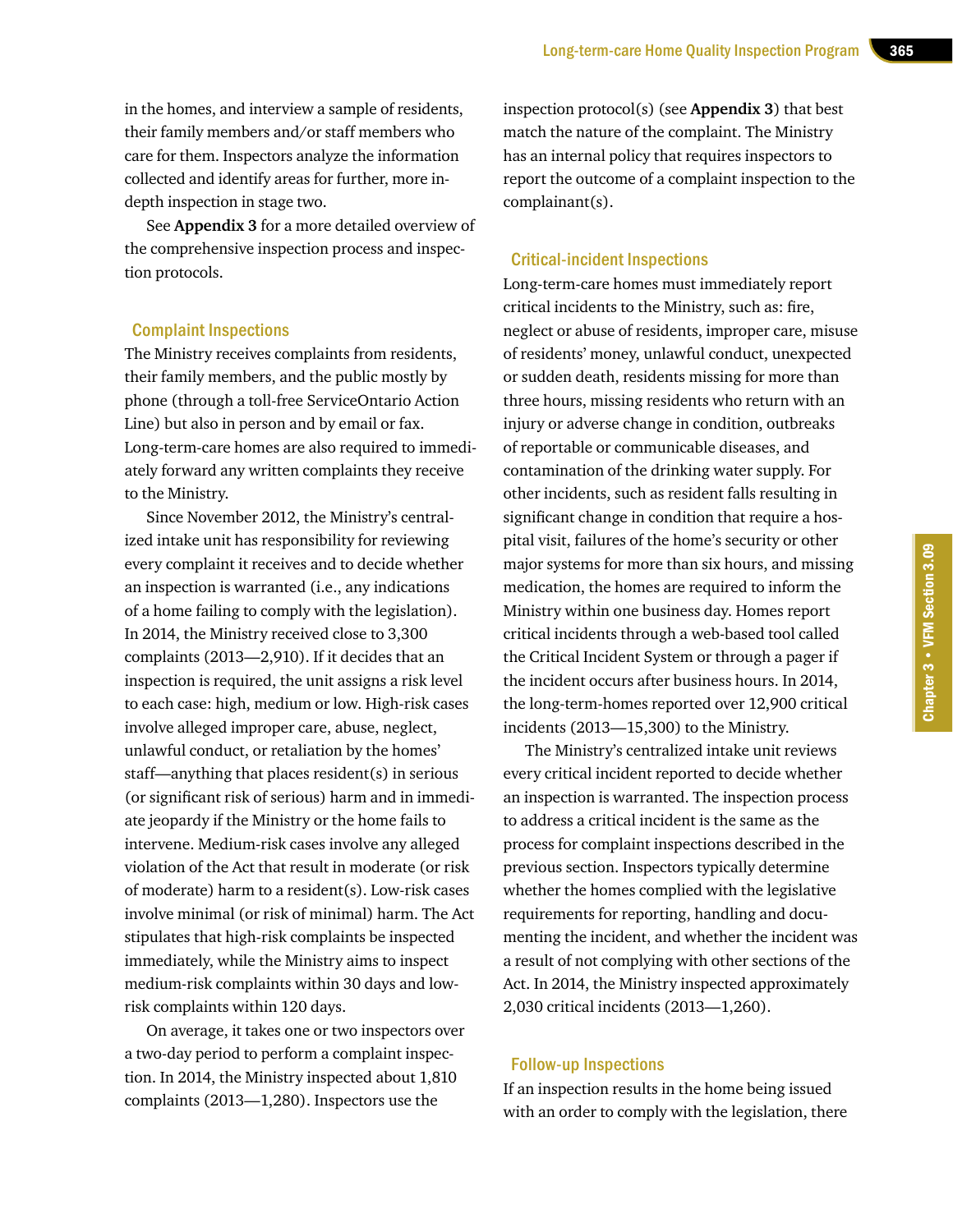in the homes, and interview a sample of residents, their family members and/or staff members who care for them. Inspectors analyze the information collected and identify areas for further, more in-depth inspection in stage two.

See **Appendix 3** for a more detailed overview of the comprehensive inspection process and inspection protocols.

### Complaint Inspections

The Ministry receives complaints from residents, their family members, and the public mostly by phone (through a toll-free ServiceOntario Action Line) but also in person and by email or fax. Long-term-care homes are also required to immediately forward any written complaints they receive to the Ministry.

Since November 2012, the Ministry's centralized intake unit has responsibility for reviewing every complaint it receives and to decide whether an inspection is warranted (i.e., any indications of a home failing to comply with the legislation). In 2014, the Ministry received close to 3,300 complaints (2013—2,910). If it decides that an inspection is required, the unit assigns a risk level to each case: high, medium or low. High-risk cases involve alleged improper care, abuse, neglect, unlawful conduct, or retaliation by the homes' staff—anything that places resident(s) in serious (or significant risk of serious) harm and in immediate jeopardy if the Ministry or the home fails to intervene. Medium-risk cases involve any alleged violation of the Act that result in moderate (or risk of moderate) harm to a resident(s). Low-risk cases involve minimal (or risk of minimal) harm. The Act stipulates that high-risk complaints be inspected immediately, while the Ministry aims to inspect medium-risk complaints within 30 days and low-risk complaints within 120 days.

On average, it takes one or two inspectors over a two-day period to perform a complaint inspection. In 2014, the Ministry inspected about 1,810 complaints (2013—1,280). Inspectors use the inspection protocol(s) (see **Appendix 3**) that best match the nature of the complaint. The Ministry has an internal policy that requires inspectors to report the outcome of a complaint inspection to the complainant(s).

### Critical-incident Inspections

Long-term-care homes must immediately report critical incidents to the Ministry, such as: fire, neglect or abuse of residents, improper care, misuse of residents' money, unlawful conduct, unexpected or sudden death, residents missing for more than three hours, missing residents who return with an injury or adverse change in condition, outbreaks of reportable or communicable diseases, and contamination of the drinking water supply. For other incidents, such as resident falls resulting in significant change in condition that require a hospital visit, failures of the home's security or other major systems for more than six hours, and missing medication, the homes are required to inform the Ministry within one business day. Homes report critical incidents through a web-based tool called the Critical Incident System or through a pager if the incident occurs after business hours. In 2014, the long-term-homes reported over 12,900 critical incidents (2013—15,300) to the Ministry.

The Ministry's centralized intake unit reviews every critical incident reported to decide whether an inspection is warranted. The inspection process to address a critical incident is the same as the process for complaint inspections described in the previous section. Inspectors typically determine whether the homes complied with the legislative requirements for reporting, handling and documenting the incident, and whether the incident was a result of not complying with other sections of the Act. In 2014, the Ministry inspected approximately 2,030 critical incidents (2013—1,260).

### Follow-up Inspections

If an inspection results in the home being issued with an order to comply with the legislation, there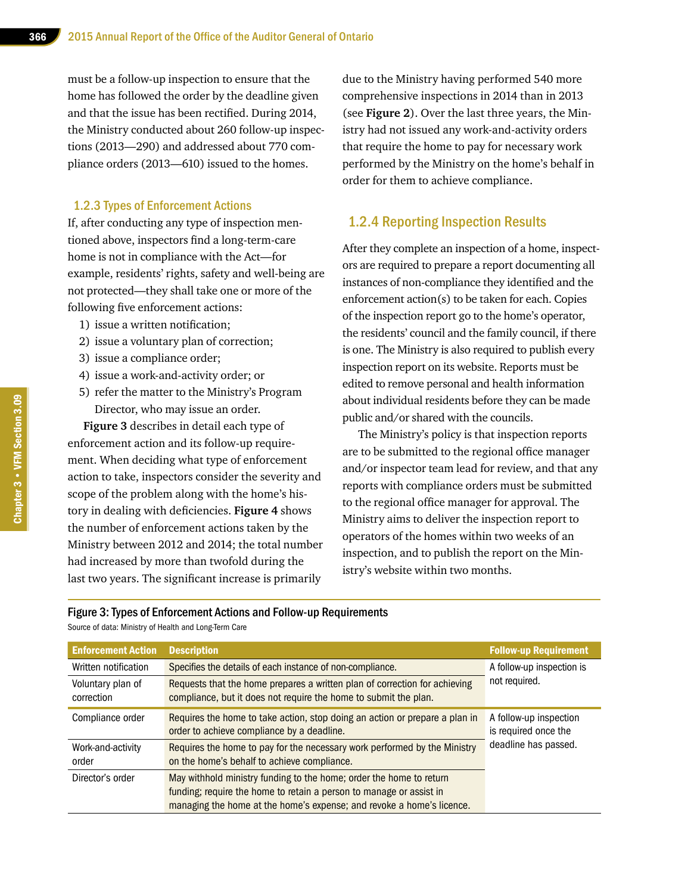must be a follow-up inspection to ensure that the home has followed the order by the deadline given and that the issue has been rectified. During 2014, the Ministry conducted about 260 follow-up inspections (2013—290) and addressed about 770 compliance orders (2013—610) issued to the homes.

### 1.2.3 Types of Enforcement Actions

If, after conducting any type of inspection mentioned above, inspectors find a long-term-care home is not in compliance with the Act—for example, residents' rights, safety and well-being are not protected—they shall take one or more of the following five enforcement actions:

1) issue a written notification;
2) issue a voluntary plan of correction;
3) issue a compliance order;
4) issue a work-and-activity order; or
5) refer the matter to the Ministry's Program Director, who may issue an order.

**Figure 3** describes in detail each type of enforcement action and its follow-up requirement. When deciding what type of enforcement action to take, inspectors consider the severity and scope of the problem along with the home's history in dealing with deficiencies. **Figure 4** shows the number of enforcement actions taken by the Ministry between 2012 and 2014; the total number had increased by more than twofold during the last two years. The significant increase is primarily due to the Ministry having performed 540 more comprehensive inspections in 2014 than in 2013 (see **Figure 2**). Over the last three years, the Ministry had not issued any work-and-activity orders that require the home to pay for necessary work performed by the Ministry on the home's behalf in order for them to achieve compliance.

## 1.2.4 Reporting Inspection Results

After they complete an inspection of a home, inspectors are required to prepare a report documenting all instances of non-compliance they identified and the enforcement action(s) to be taken for each. Copies of the inspection report go to the home's operator, the residents' council and the family council, if there is one. The Ministry is also required to publish every inspection report on its website. Reports must be edited to remove personal and health information about individual residents before they can be made public and/or shared with the councils.

The Ministry's policy is that inspection reports are to be submitted to the regional office manager and/or inspector team lead for review, and that any reports with compliance orders must be submitted to the regional office manager for approval. The Ministry aims to deliver the inspection report to operators of the homes within two weeks of an inspection, and to publish the report on the Ministry's website within two months.

**Figure 3: Types of Enforcement Actions and Follow-up Requirements**

Source of data: Ministry of Health and Long-Term Care

| Enforcement Action | Description | Follow-up Requirement |
|---|---|---|
| Written notification | Specifies the details of each instance of non-compliance. | A follow-up inspection is not required. |
| Voluntary plan of correction | Requests that the home prepares a written plan of correction for achieving compliance, but it does not require the home to submit the plan. | |
| Compliance order | Requires the home to take action, stop doing an action or prepare a plan in order to achieve compliance by a deadline. | A follow-up inspection is required once the deadline has passed. |
| Work-and-activity order | Requires the home to pay for the necessary work performed by the Ministry on the home's behalf to achieve compliance. | |
| Director's order | May withhold ministry funding to the home; order the home to return funding; require the home to retain a person to manage or assist in managing the home at the home's expense; and revoke a home's licence. | |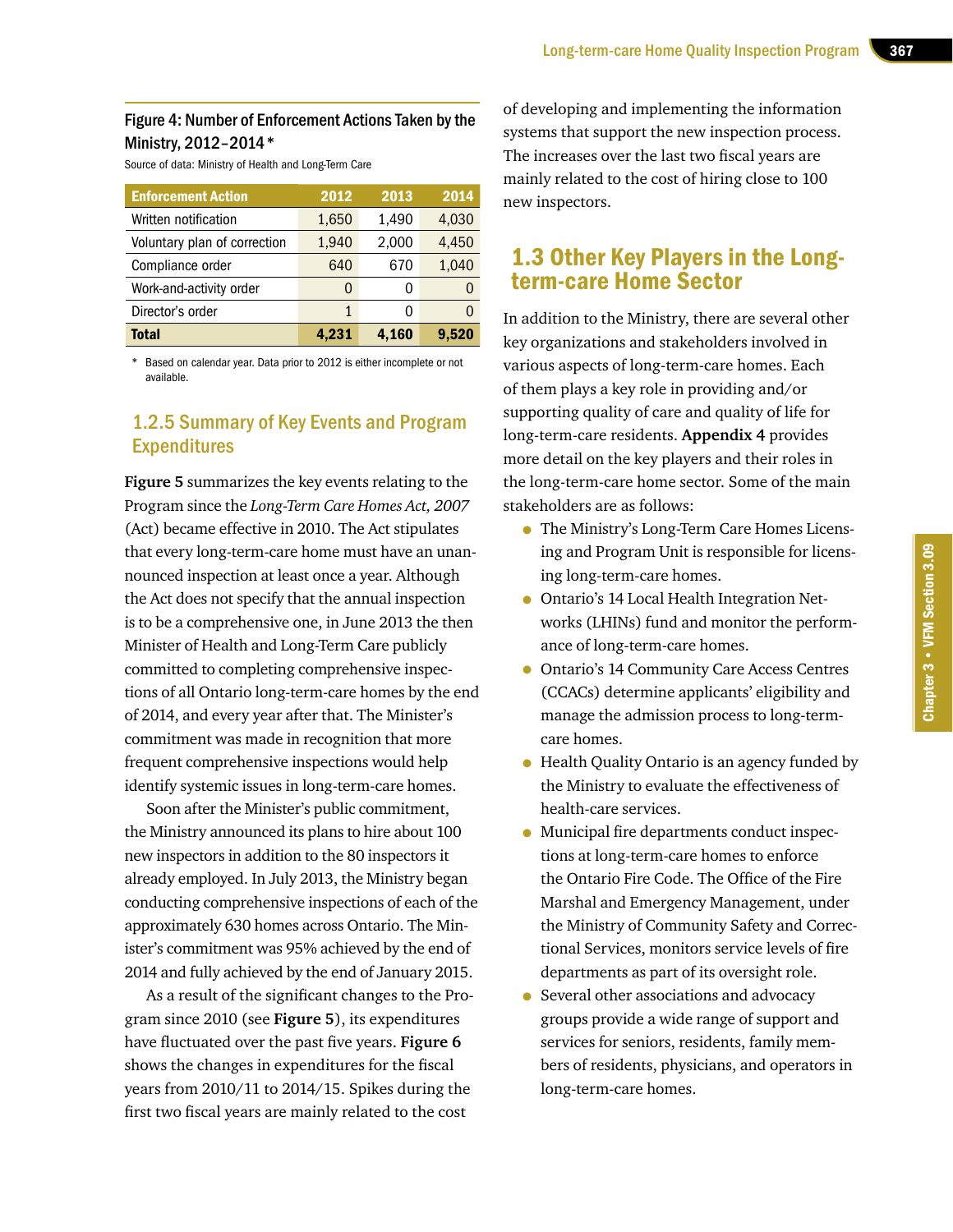Figure 4: Number of Enforcement Actions Taken by the Ministry, 2012–2014*

Source of data: Ministry of Health and Long-Term Care

| Enforcement Action | 2012 | 2013 | 2014 |
|---|---|---|---|
| Written notification | 1,650 | 1,490 | 4,030 |
| Voluntary plan of correction | 1,940 | 2,000 | 4,450 |
| Compliance order | 640 | 670 | 1,040 |
| Work-and-activity order | 0 | 0 | 0 |
| Director's order | 1 | 0 | 0 |
| **Total** | **4,231** | **4,160** | **9,520** |

\* Based on calendar year. Data prior to 2012 is either incomplete or not available.

### 1.2.5 Summary of Key Events and Program Expenditures

**Figure 5** summarizes the key events relating to the Program since the *Long-Term Care Homes Act, 2007* (Act) became effective in 2010. The Act stipulates that every long-term-care home must have an unannounced inspection at least once a year. Although the Act does not specify that the annual inspection is to be a comprehensive one, in June 2013 the then Minister of Health and Long-Term Care publicly committed to completing comprehensive inspections of all Ontario long-term-care homes by the end of 2014, and every year after that. The Minister's commitment was made in recognition that more frequent comprehensive inspections would help identify systemic issues in long-term-care homes.

Soon after the Minister's public commitment, the Ministry announced its plans to hire about 100 new inspectors in addition to the 80 inspectors it already employed. In July 2013, the Ministry began conducting comprehensive inspections of each of the approximately 630 homes across Ontario. The Minister's commitment was 95% achieved by the end of 2014 and fully achieved by the end of January 2015.

As a result of the significant changes to the Program since 2010 (see **Figure 5**), its expenditures have fluctuated over the past five years. **Figure 6** shows the changes in expenditures for the fiscal years from 2010/11 to 2014/15. Spikes during the first two fiscal years are mainly related to the cost of developing and implementing the information systems that support the new inspection process. The increases over the last two fiscal years are mainly related to the cost of hiring close to 100 new inspectors.

## 1.3 Other Key Players in the Long-term-care Home Sector

In addition to the Ministry, there are several other key organizations and stakeholders involved in various aspects of long-term-care homes. Each of them plays a key role in providing and/or supporting quality of care and quality of life for long-term-care residents. **Appendix 4** provides more detail on the key players and their roles in the long-term-care home sector. Some of the main stakeholders are as follows:

- The Ministry's Long-Term Care Homes Licensing and Program Unit is responsible for licensing long-term-care homes.
- Ontario's 14 Local Health Integration Networks (LHINs) fund and monitor the performance of long-term-care homes.
- Ontario's 14 Community Care Access Centres (CCACs) determine applicants' eligibility and manage the admission process to long-term-care homes.
- Health Quality Ontario is an agency funded by the Ministry to evaluate the effectiveness of health-care services.
- Municipal fire departments conduct inspections at long-term-care homes to enforce the Ontario Fire Code. The Office of the Fire Marshal and Emergency Management, under the Ministry of Community Safety and Correctional Services, monitors service levels of fire departments as part of its oversight role.
- Several other associations and advocacy groups provide a wide range of support and services for seniors, residents, family members of residents, physicians, and operators in long-term-care homes.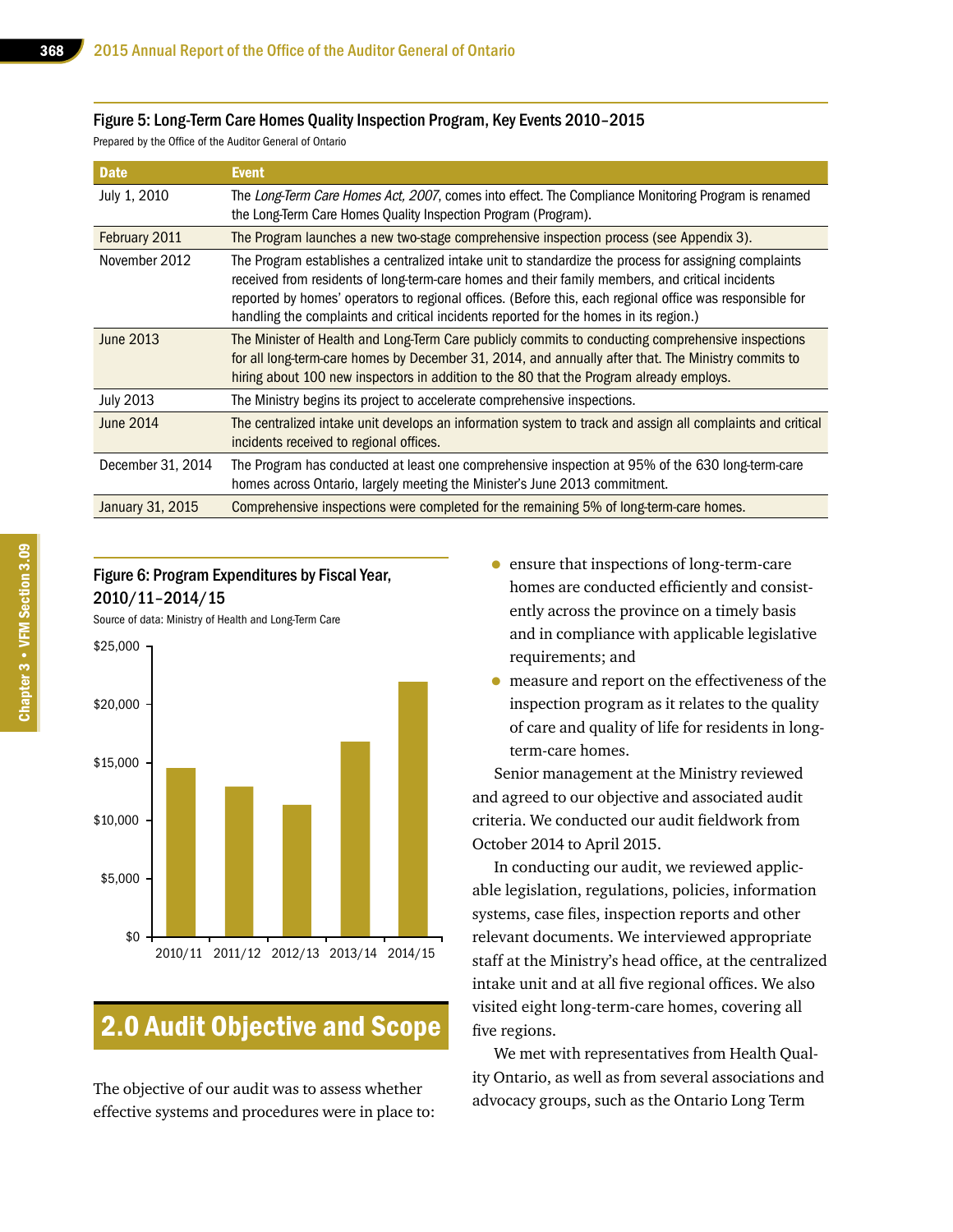### Figure 5: Long-Term Care Homes Quality Inspection Program, Key Events 2010–2015

Prepared by the Office of the Auditor General of Ontario

| Date | Event |
|---|---|
| July 1, 2010 | The *Long-Term Care Homes Act, 2007*, comes into effect. The Compliance Monitoring Program is renamed the Long-Term Care Homes Quality Inspection Program (Program). |
| February 2011 | The Program launches a new two-stage comprehensive inspection process (see Appendix 3). |
| November 2012 | The Program establishes a centralized intake unit to standardize the process for assigning complaints received from residents of long-term-care homes and their family members, and critical incidents reported by homes' operators to regional offices. (Before this, each regional office was responsible for handling the complaints and critical incidents reported for the homes in its region.) |
| June 2013 | The Minister of Health and Long-Term Care publicly commits to conducting comprehensive inspections for all long-term-care homes by December 31, 2014, and annually after that. The Ministry commits to hiring about 100 new inspectors in addition to the 80 that the Program already employs. |
| July 2013 | The Ministry begins its project to accelerate comprehensive inspections. |
| June 2014 | The centralized intake unit develops an information system to track and assign all complaints and critical incidents received to regional offices. |
| December 31, 2014 | The Program has conducted at least one comprehensive inspection at 95% of the 630 long-term-care homes across Ontario, largely meeting the Minister's June 2013 commitment. |
| January 31, 2015 | Comprehensive inspections were completed for the remaining 5% of long-term-care homes. |

### Figure 6: Program Expenditures by Fiscal Year, 2010/11–2014/15

Source of data: Ministry of Health and Long-Term Care

| Fiscal Year | Expenditures ($) (approx., read from chart) |
|---|---|
| 2010/11 | ~14,500 |
| 2011/12 | ~12,900 |
| 2012/13 | ~11,300 |
| 2013/14 | ~16,800 |
| 2014/15 | ~22,000 |

## 2.0 Audit Objective and Scope

The objective of our audit was to assess whether effective systems and procedures were in place to:

- ensure that inspections of long-term-care homes are conducted efficiently and consistently across the province on a timely basis and in compliance with applicable legislative requirements; and
- measure and report on the effectiveness of the inspection program as it relates to the quality of care and quality of life for residents in long-term-care homes.

Senior management at the Ministry reviewed and agreed to our objective and associated audit criteria. We conducted our audit fieldwork from October 2014 to April 2015.

In conducting our audit, we reviewed applicable legislation, regulations, policies, information systems, case files, inspection reports and other relevant documents. We interviewed appropriate staff at the Ministry's head office, at the centralized intake unit and at all five regional offices. We also visited eight long-term-care homes, covering all five regions.

We met with representatives from Health Quality Ontario, as well as from several associations and advocacy groups, such as the Ontario Long Term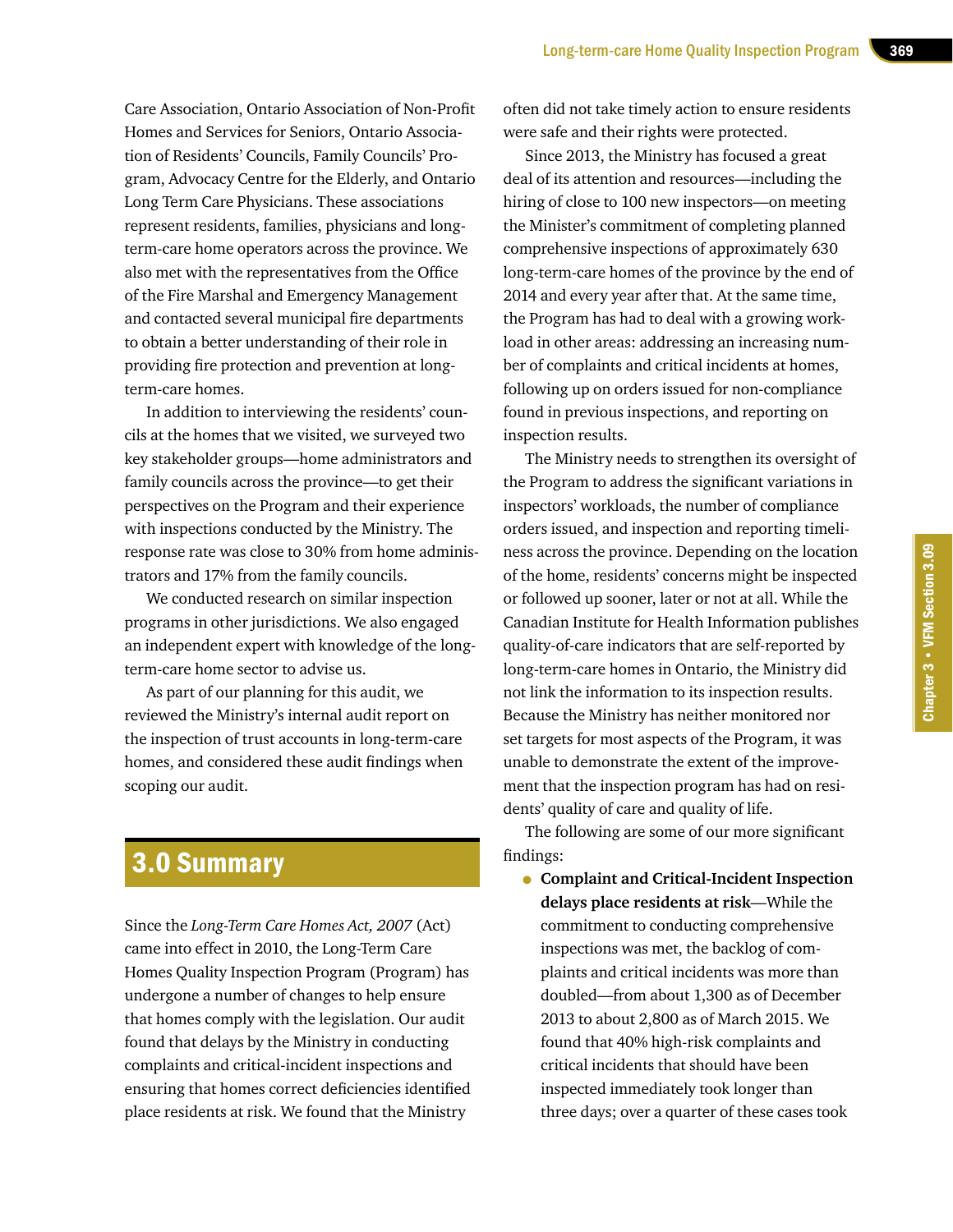Care Association, Ontario Association of Non-Profit Homes and Services for Seniors, Ontario Association of Residents' Councils, Family Councils' Program, Advocacy Centre for the Elderly, and Ontario Long Term Care Physicians. These associations represent residents, families, physicians and long-term-care home operators across the province. We also met with the representatives from the Office of the Fire Marshal and Emergency Management and contacted several municipal fire departments to obtain a better understanding of their role in providing fire protection and prevention at long-term-care homes.

In addition to interviewing the residents' councils at the homes that we visited, we surveyed two key stakeholder groups—home administrators and family councils across the province—to get their perspectives on the Program and their experience with inspections conducted by the Ministry. The response rate was close to 30% from home administrators and 17% from the family councils.

We conducted research on similar inspection programs in other jurisdictions. We also engaged an independent expert with knowledge of the long-term-care home sector to advise us.

As part of our planning for this audit, we reviewed the Ministry's internal audit report on the inspection of trust accounts in long-term-care homes, and considered these audit findings when scoping our audit.

## 3.0 Summary

Since the *Long-Term Care Homes Act, 2007* (Act) came into effect in 2010, the Long-Term Care Homes Quality Inspection Program (Program) has undergone a number of changes to help ensure that homes comply with the legislation. Our audit found that delays by the Ministry in conducting complaints and critical-incident inspections and ensuring that homes correct deficiencies identified place residents at risk. We found that the Ministry often did not take timely action to ensure residents were safe and their rights were protected.

Since 2013, the Ministry has focused a great deal of its attention and resources—including the hiring of close to 100 new inspectors—on meeting the Minister's commitment of completing planned comprehensive inspections of approximately 630 long-term-care homes of the province by the end of 2014 and every year after that. At the same time, the Program has had to deal with a growing workload in other areas: addressing an increasing number of complaints and critical incidents at homes, following up on orders issued for non-compliance found in previous inspections, and reporting on inspection results.

The Ministry needs to strengthen its oversight of the Program to address the significant variations in inspectors' workloads, the number of compliance orders issued, and inspection and reporting timeliness across the province. Depending on the location of the home, residents' concerns might be inspected or followed up sooner, later or not at all. While the Canadian Institute for Health Information publishes quality-of-care indicators that are self-reported by long-term-care homes in Ontario, the Ministry did not link the information to its inspection results. Because the Ministry has neither monitored nor set targets for most aspects of the Program, it was unable to demonstrate the extent of the improvement that the inspection program has had on residents' quality of care and quality of life.

The following are some of our more significant findings:

- **Complaint and Critical-Incident Inspection delays place residents at risk**—While the commitment to conducting comprehensive inspections was met, the backlog of complaints and critical incidents was more than doubled—from about 1,300 as of December 2013 to about 2,800 as of March 2015. We found that 40% high-risk complaints and critical incidents that should have been inspected immediately took longer than three days; over a quarter of these cases took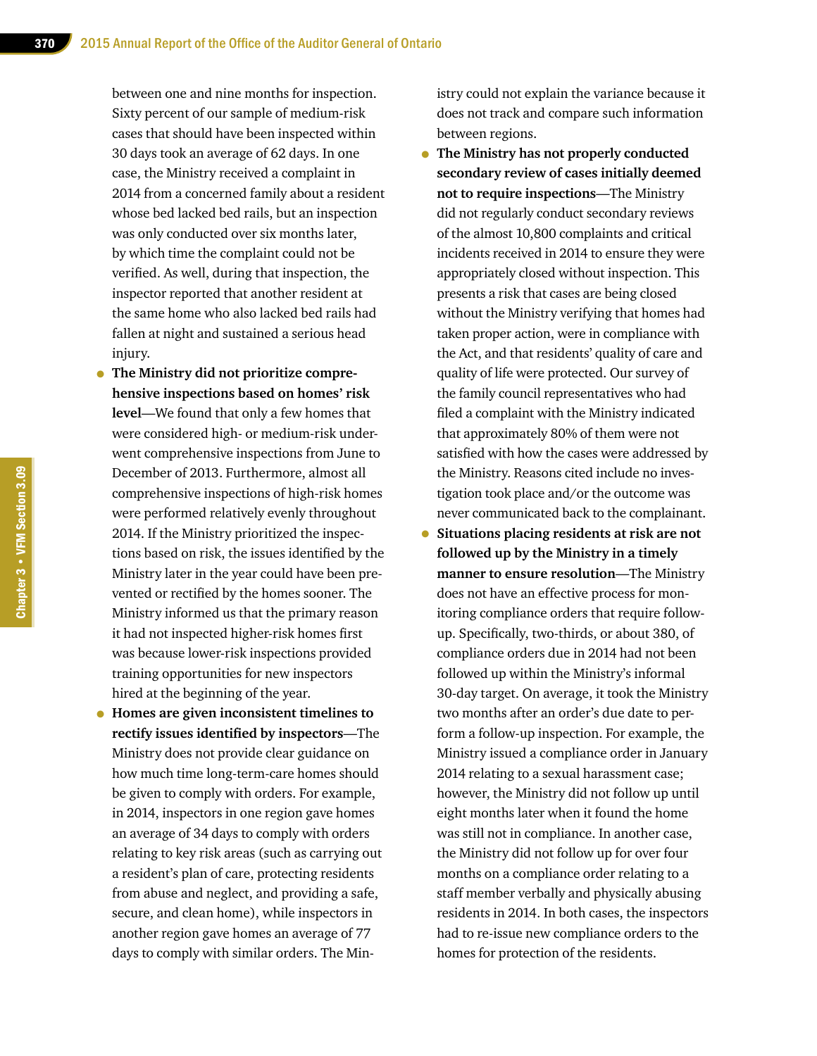between one and nine months for inspection. Sixty percent of our sample of medium-risk cases that should have been inspected within 30 days took an average of 62 days. In one case, the Ministry received a complaint in 2014 from a concerned family about a resident whose bed lacked bed rails, but an inspection was only conducted over six months later, by which time the complaint could not be verified. As well, during that inspection, the inspector reported that another resident at the same home who also lacked bed rails had fallen at night and sustained a serious head injury.

- **The Ministry did not prioritize comprehensive inspections based on homes' risk level**—We found that only a few homes that were considered high- or medium-risk underwent comprehensive inspections from June to December of 2013. Furthermore, almost all comprehensive inspections of high-risk homes were performed relatively evenly throughout 2014. If the Ministry prioritized the inspections based on risk, the issues identified by the Ministry later in the year could have been prevented or rectified by the homes sooner. The Ministry informed us that the primary reason it had not inspected higher-risk homes first was because lower-risk inspections provided training opportunities for new inspectors hired at the beginning of the year.
- **Homes are given inconsistent timelines to rectify issues identified by inspectors**—The Ministry does not provide clear guidance on how much time long-term-care homes should be given to comply with orders. For example, in 2014, inspectors in one region gave homes an average of 34 days to comply with orders relating to key risk areas (such as carrying out a resident's plan of care, protecting residents from abuse and neglect, and providing a safe, secure, and clean home), while inspectors in another region gave homes an average of 77 days to comply with similar orders. The Ministry could not explain the variance because it does not track and compare such information between regions.
- **The Ministry has not properly conducted secondary review of cases initially deemed not to require inspections**—The Ministry did not regularly conduct secondary reviews of the almost 10,800 complaints and critical incidents received in 2014 to ensure they were appropriately closed without inspection. This presents a risk that cases are being closed without the Ministry verifying that homes had taken proper action, were in compliance with the Act, and that residents' quality of care and quality of life were protected. Our survey of the family council representatives who had filed a complaint with the Ministry indicated that approximately 80% of them were not satisfied with how the cases were addressed by the Ministry. Reasons cited include no investigation took place and/or the outcome was never communicated back to the complainant.
- **Situations placing residents at risk are not followed up by the Ministry in a timely manner to ensure resolution**—The Ministry does not have an effective process for monitoring compliance orders that require follow-up. Specifically, two-thirds, or about 380, of compliance orders due in 2014 had not been followed up within the Ministry's informal 30-day target. On average, it took the Ministry two months after an order's due date to perform a follow-up inspection. For example, the Ministry issued a compliance order in January 2014 relating to a sexual harassment case; however, the Ministry did not follow up until eight months later when it found the home was still not in compliance. In another case, the Ministry did not follow up for over four months on a compliance order relating to a staff member verbally and physically abusing residents in 2014. In both cases, the inspectors had to re-issue new compliance orders to the homes for protection of the residents.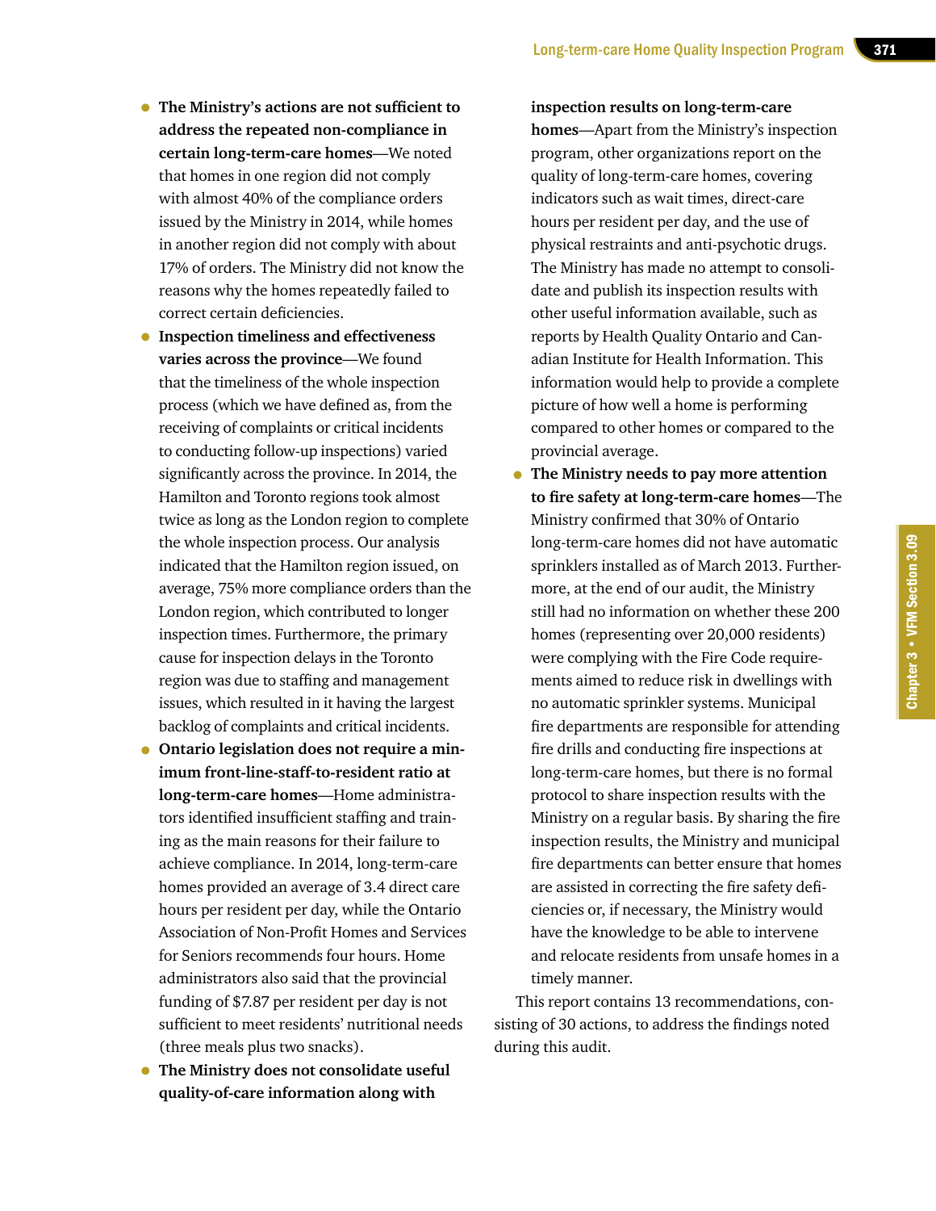- **The Ministry's actions are not sufficient to address the repeated non-compliance in certain long-term-care homes**—We noted that homes in one region did not comply with almost 40% of the compliance orders issued by the Ministry in 2014, while homes in another region did not comply with about 17% of orders. The Ministry did not know the reasons why the homes repeatedly failed to correct certain deficiencies.
- **Inspection timeliness and effectiveness varies across the province**—We found that the timeliness of the whole inspection process (which we have defined as, from the receiving of complaints or critical incidents to conducting follow-up inspections) varied significantly across the province. In 2014, the Hamilton and Toronto regions took almost twice as long as the London region to complete the whole inspection process. Our analysis indicated that the Hamilton region issued, on average, 75% more compliance orders than the London region, which contributed to longer inspection times. Furthermore, the primary cause for inspection delays in the Toronto region was due to staffing and management issues, which resulted in it having the largest backlog of complaints and critical incidents.
- **Ontario legislation does not require a minimum front-line-staff-to-resident ratio at long-term-care homes**—Home administrators identified insufficient staffing and training as the main reasons for their failure to achieve compliance. In 2014, long-term-care homes provided an average of 3.4 direct care hours per resident per day, while the Ontario Association of Non-Profit Homes and Services for Seniors recommends four hours. Home administrators also said that the provincial funding of $7.87 per resident per day is not sufficient to meet residents' nutritional needs (three meals plus two snacks).
- **The Ministry does not consolidate useful quality-of-care information along with inspection results on long-term-care homes**—Apart from the Ministry's inspection program, other organizations report on the quality of long-term-care homes, covering indicators such as wait times, direct-care hours per resident per day, and the use of physical restraints and anti-psychotic drugs. The Ministry has made no attempt to consolidate and publish its inspection results with other useful information available, such as reports by Health Quality Ontario and Canadian Institute for Health Information. This information would help to provide a complete picture of how well a home is performing compared to other homes or compared to the provincial average.
- **The Ministry needs to pay more attention to fire safety at long-term-care homes**—The Ministry confirmed that 30% of Ontario long-term-care homes did not have automatic sprinklers installed as of March 2013. Furthermore, at the end of our audit, the Ministry still had no information on whether these 200 homes (representing over 20,000 residents) were complying with the Fire Code requirements aimed to reduce risk in dwellings with no automatic sprinkler systems. Municipal fire departments are responsible for attending fire drills and conducting fire inspections at long-term-care homes, but there is no formal protocol to share inspection results with the Ministry on a regular basis. By sharing the fire inspection results, the Ministry and municipal fire departments can better ensure that homes are assisted in correcting the fire safety deficiencies or, if necessary, the Ministry would have the knowledge to be able to intervene and relocate residents from unsafe homes in a timely manner.

This report contains 13 recommendations, consisting of 30 actions, to address the findings noted during this audit.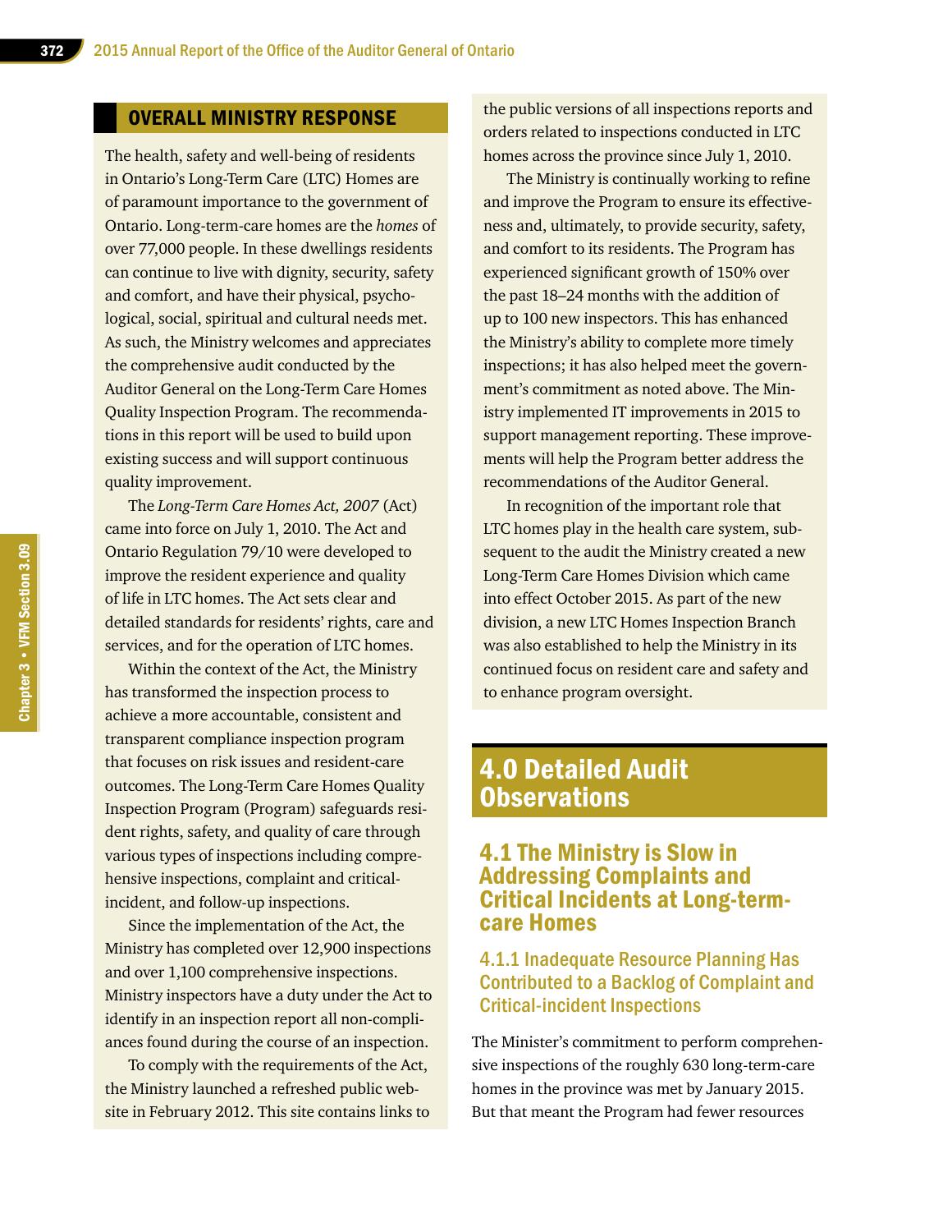## OVERALL MINISTRY RESPONSE

The health, safety and well-being of residents in Ontario's Long-Term Care (LTC) Homes are of paramount importance to the government of Ontario. Long-term-care homes are the *homes* of over 77,000 people. In these dwellings residents can continue to live with dignity, security, safety and comfort, and have their physical, psychological, social, spiritual and cultural needs met. As such, the Ministry welcomes and appreciates the comprehensive audit conducted by the Auditor General on the Long-Term Care Homes Quality Inspection Program. The recommendations in this report will be used to build upon existing success and will support continuous quality improvement.

The *Long-Term Care Homes Act, 2007* (Act) came into force on July 1, 2010. The Act and Ontario Regulation 79/10 were developed to improve the resident experience and quality of life in LTC homes. The Act sets clear and detailed standards for residents' rights, care and services, and for the operation of LTC homes.

Within the context of the Act, the Ministry has transformed the inspection process to achieve a more accountable, consistent and transparent compliance inspection program that focuses on risk issues and resident-care outcomes. The Long-Term Care Homes Quality Inspection Program (Program) safeguards resident rights, safety, and quality of care through various types of inspections including comprehensive inspections, complaint and critical-incident, and follow-up inspections.

Since the implementation of the Act, the Ministry has completed over 12,900 inspections and over 1,100 comprehensive inspections. Ministry inspectors have a duty under the Act to identify in an inspection report all non-compliances found during the course of an inspection.

To comply with the requirements of the Act, the Ministry launched a refreshed public website in February 2012. This site contains links to the public versions of all inspections reports and orders related to inspections conducted in LTC homes across the province since July 1, 2010.

The Ministry is continually working to refine and improve the Program to ensure its effectiveness and, ultimately, to provide security, safety, and comfort to its residents. The Program has experienced significant growth of 150% over the past 18–24 months with the addition of up to 100 new inspectors. This has enhanced the Ministry's ability to complete more timely inspections; it has also helped meet the government's commitment as noted above. The Ministry implemented IT improvements in 2015 to support management reporting. These improvements will help the Program better address the recommendations of the Auditor General.

In recognition of the important role that LTC homes play in the health care system, subsequent to the audit the Ministry created a new Long-Term Care Homes Division which came into effect October 2015. As part of the new division, a new LTC Homes Inspection Branch was also established to help the Ministry in its continued focus on resident care and safety and to enhance program oversight.

# 4.0 Detailed Audit Observations

## 4.1 The Ministry is Slow in Addressing Complaints and Critical Incidents at Long-term-care Homes

### 4.1.1 Inadequate Resource Planning Has Contributed to a Backlog of Complaint and Critical-incident Inspections

The Minister's commitment to perform comprehensive inspections of the roughly 630 long-term-care homes in the province was met by January 2015. But that meant the Program had fewer resources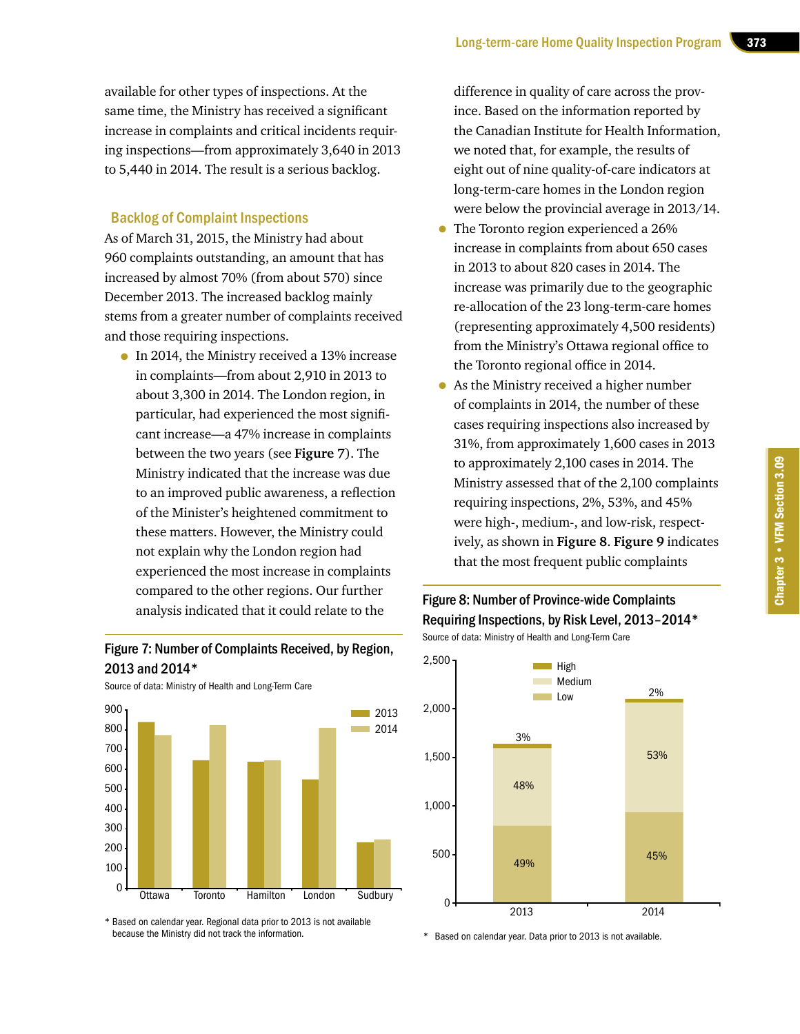available for other types of inspections. At the same time, the Ministry has received a significant increase in complaints and critical incidents requiring inspections—from approximately 3,640 in 2013 to 5,440 in 2014. The result is a serious backlog.

### Backlog of Complaint Inspections

As of March 31, 2015, the Ministry had about 960 complaints outstanding, an amount that has increased by almost 70% (from about 570) since December 2013. The increased backlog mainly stems from a greater number of complaints received and those requiring inspections.

- In 2014, the Ministry received a 13% increase in complaints—from about 2,910 in 2013 to about 3,300 in 2014. The London region, in particular, had experienced the most significant increase—a 47% increase in complaints between the two years (see **Figure 7**). The Ministry indicated that the increase was due to an improved public awareness, a reflection of the Minister's heightened commitment to these matters. However, the Ministry could not explain why the London region had experienced the most increase in complaints compared to the other regions. Our further analysis indicated that it could relate to the difference in quality of care across the province. Based on the information reported by the Canadian Institute for Health Information, we noted that, for example, the results of eight out of nine quality-of-care indicators at long-term-care homes in the London region were below the provincial average in 2013/14.
- The Toronto region experienced a 26% increase in complaints from about 650 cases in 2013 to about 820 cases in 2014. The increase was primarily due to the geographic re-allocation of the 23 long-term-care homes (representing approximately 4,500 residents) from the Ministry's Ottawa regional office to the Toronto regional office in 2014.
- As the Ministry received a higher number of complaints in 2014, the number of these cases requiring inspections also increased by 31%, from approximately 1,600 cases in 2013 to approximately 2,100 cases in 2014. The Ministry assessed that of the 2,100 complaints requiring inspections, 2%, 53%, and 45% were high-, medium-, and low-risk, respectively, as shown in **Figure 8**. **Figure 9** indicates that the most frequent public complaints

**Figure 7: Number of Complaints Received, by Region, 2013 and 2014***

Source of data: Ministry of Health and Long-Term Care

| Region | 2013 | 2014 |
|---|---|---|
| Ottawa | ~840 | ~770 |
| Toronto | ~645 | ~820 |
| Hamilton | ~635 | ~645 |
| London | ~550 | ~805 |
| Sudbury | ~230 | ~245 |

\* Based on calendar year. Regional data prior to 2013 is not available because the Ministry did not track the information.

**Figure 8: Number of Province-wide Complaints Requiring Inspections, by Risk Level, 2013–2014***

Source of data: Ministry of Health and Long-Term Care

| Risk Level | 2013 | 2014 |
|---|---|---|
| High | 3% | 2% |
| Medium | 48% | 53% |
| Low | 49% | 45% |

\* Based on calendar year. Data prior to 2013 is not available.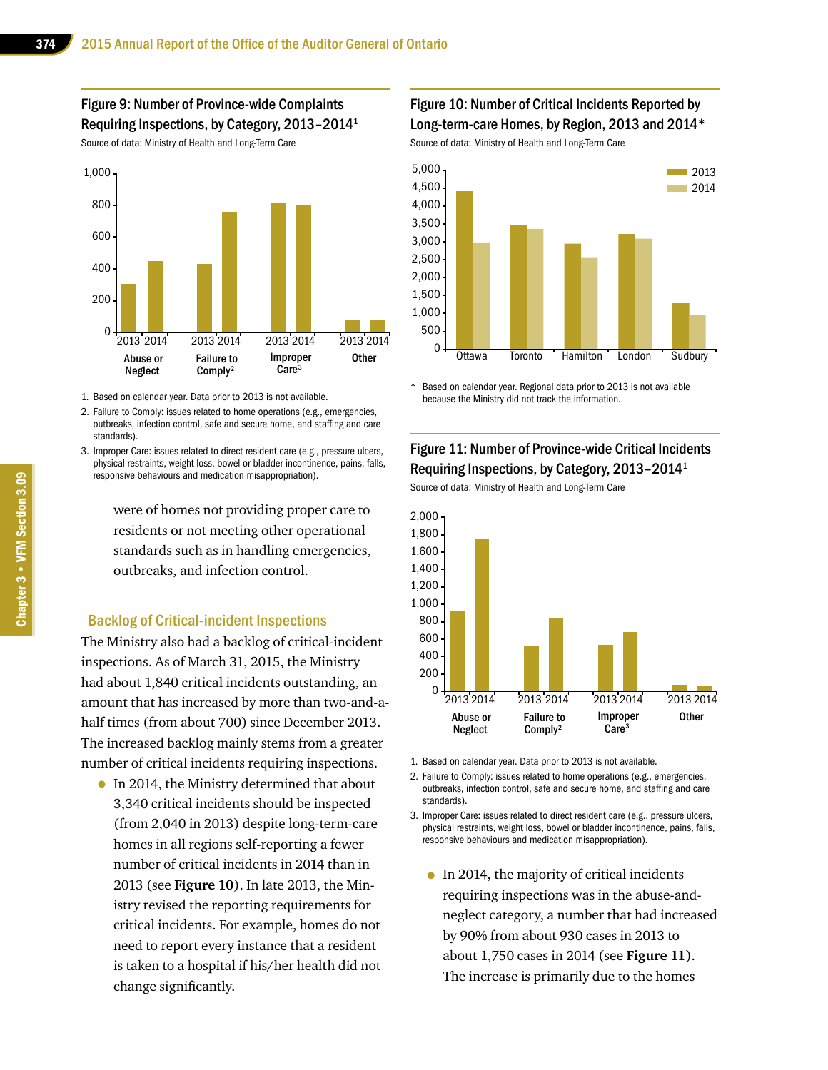#### Figure 9: Number of Province-wide Complaints Requiring Inspections, by Category, 2013–2014[1]

Source of data: Ministry of Health and Long-Term Care

1. Based on calendar year. Data prior to 2013 is not available.
2. Failure to Comply: issues related to home operations (e.g., emergencies, outbreaks, infection control, safe and secure home, and staffing and care standards).
3. Improper Care: issues related to direct resident care (e.g., pressure ulcers, physical restraints, weight loss, bowel or bladder incontinence, pains, falls, responsive behaviours and medication misappropriation).

were of homes not providing proper care to residents or not meeting other operational standards such as in handling emergencies, outbreaks, and infection control.

### Backlog of Critical-incident Inspections

The Ministry also had a backlog of critical-incident inspections. As of March 31, 2015, the Ministry had about 1,840 critical incidents outstanding, an amount that has increased by more than two-and-a-half times (from about 700) since December 2013. The increased backlog mainly stems from a greater number of critical incidents requiring inspections.

- In 2014, the Ministry determined that about 3,340 critical incidents should be inspected (from 2,040 in 2013) despite long-term-care homes in all regions self-reporting a fewer number of critical incidents in 2014 than in 2013 (see **Figure 10**). In late 2013, the Ministry revised the reporting requirements for critical incidents. For example, homes do not need to report every instance that a resident is taken to a hospital if his/her health did not change significantly.

#### Figure 10: Number of Critical Incidents Reported by Long-term-care Homes, by Region, 2013 and 2014*

Source of data: Ministry of Health and Long-Term Care

\* Based on calendar year. Regional data prior to 2013 is not available because the Ministry did not track the information.

#### Figure 11: Number of Province-wide Critical Incidents Requiring Inspections, by Category, 2013–2014[1]

Source of data: Ministry of Health and Long-Term Care

1. Based on calendar year. Data prior to 2013 is not available.
2. Failure to Comply: issues related to home operations (e.g., emergencies, outbreaks, infection control, safe and secure home, and staffing and care standards).
3. Improper Care: issues related to direct resident care (e.g., pressure ulcers, physical restraints, weight loss, bowel or bladder incontinence, pains, falls, responsive behaviours and medication misappropriation).

- In 2014, the majority of critical incidents requiring inspections was in the abuse-and-neglect category, a number that had increased by 90% from about 930 cases in 2013 to about 1,750 cases in 2014 (see **Figure 11**). The increase is primarily due to the homes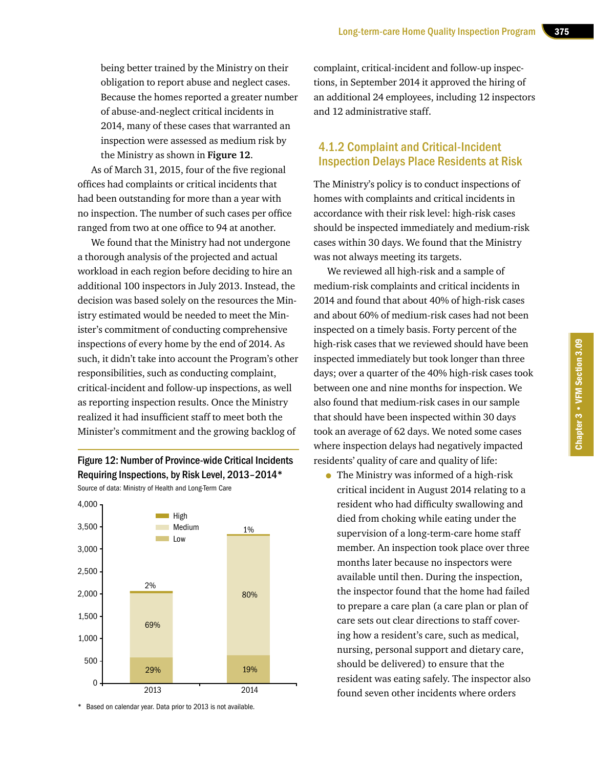being better trained by the Ministry on their obligation to report abuse and neglect cases. Because the homes reported a greater number of abuse-and-neglect critical incidents in 2014, many of these cases that warranted an inspection were assessed as medium risk by the Ministry as shown in **Figure 12**.

As of March 31, 2015, four of the five regional offices had complaints or critical incidents that had been outstanding for more than a year with no inspection. The number of such cases per office ranged from two at one office to 94 at another.

We found that the Ministry had not undergone a thorough analysis of the projected and actual workload in each region before deciding to hire an additional 100 inspectors in July 2013. Instead, the decision was based solely on the resources the Ministry estimated would be needed to meet the Minister's commitment of conducting comprehensive inspections of every home by the end of 2014. As such, it didn't take into account the Program's other responsibilities, such as conducting complaint, critical-incident and follow-up inspections, as well as reporting inspection results. Once the Ministry realized it had insufficient staff to meet both the Minister's commitment and the growing backlog of complaint, critical-incident and follow-up inspections, in September 2014 it approved the hiring of an additional 24 employees, including 12 inspectors and 12 administrative staff.

**Figure 12: Number of Province-wide Critical Incidents Requiring Inspections, by Risk Level, 2013–2014***

Source of data: Ministry of Health and Long-Term Care

| Risk Level | 2013 | 2014 |
|---|---|---|
| High | 2% | 1% |
| Medium | 69% | 80% |
| Low | 29% | 19% |

\* Based on calendar year. Data prior to 2013 is not available.

### 4.1.2 Complaint and Critical-Incident Inspection Delays Place Residents at Risk

The Ministry's policy is to conduct inspections of homes with complaints and critical incidents in accordance with their risk level: high-risk cases should be inspected immediately and medium-risk cases within 30 days. We found that the Ministry was not always meeting its targets.

We reviewed all high-risk and a sample of medium-risk complaints and critical incidents in 2014 and found that about 40% of high-risk cases and about 60% of medium-risk cases had not been inspected on a timely basis. Forty percent of the high-risk cases that we reviewed should have been inspected immediately but took longer than three days; over a quarter of the 40% high-risk cases took between one and nine months for inspection. We also found that medium-risk cases in our sample that should have been inspected within 30 days took an average of 62 days. We noted some cases where inspection delays had negatively impacted residents' quality of care and quality of life:

- The Ministry was informed of a high-risk critical incident in August 2014 relating to a resident who had difficulty swallowing and died from choking while eating under the supervision of a long-term-care home staff member. An inspection took place over three months later because no inspectors were available until then. During the inspection, the inspector found that the home had failed to prepare a care plan (a care plan or plan of care sets out clear directions to staff covering how a resident's care, such as medical, nursing, personal support and dietary care, should be delivered) to ensure that the resident was eating safely. The inspector also found seven other incidents where orders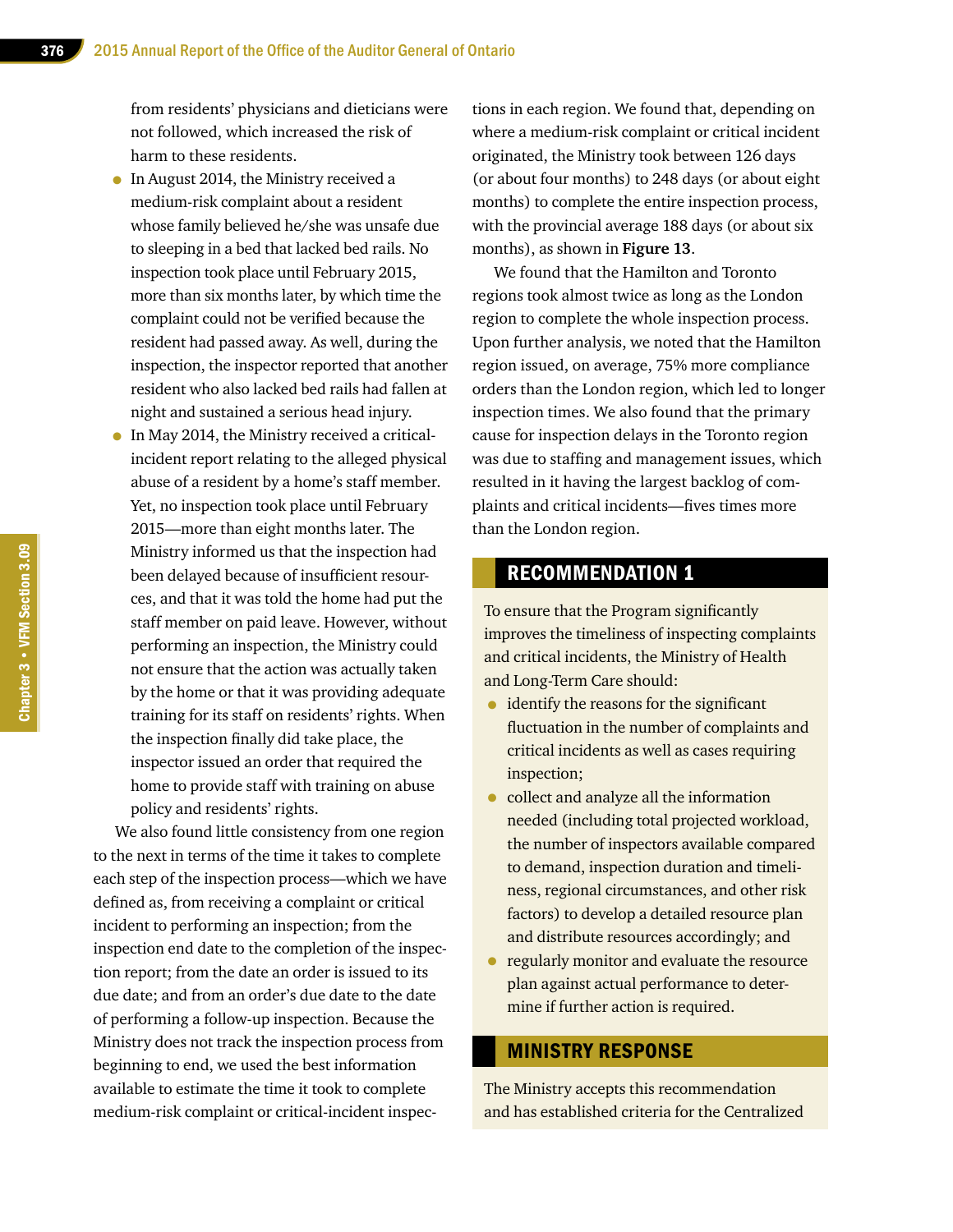from residents' physicians and dieticians were not followed, which increased the risk of harm to these residents.

- In August 2014, the Ministry received a medium-risk complaint about a resident whose family believed he/she was unsafe due to sleeping in a bed that lacked bed rails. No inspection took place until February 2015, more than six months later, by which time the complaint could not be verified because the resident had passed away. As well, during the inspection, the inspector reported that another resident who also lacked bed rails had fallen at night and sustained a serious head injury.
- In May 2014, the Ministry received a critical-incident report relating to the alleged physical abuse of a resident by a home's staff member. Yet, no inspection took place until February 2015—more than eight months later. The Ministry informed us that the inspection had been delayed because of insufficient resources, and that it was told the home had put the staff member on paid leave. However, without performing an inspection, the Ministry could not ensure that the action was actually taken by the home or that it was providing adequate training for its staff on residents' rights. When the inspection finally did take place, the inspector issued an order that required the home to provide staff with training on abuse policy and residents' rights.

We also found little consistency from one region to the next in terms of the time it takes to complete each step of the inspection process—which we have defined as, from receiving a complaint or critical incident to performing an inspection; from the inspection end date to the completion of the inspection report; from the date an order is issued to its due date; and from an order's due date to the date of performing a follow-up inspection. Because the Ministry does not track the inspection process from beginning to end, we used the best information available to estimate the time it took to complete medium-risk complaint or critical-incident inspections in each region. We found that, depending on where a medium-risk complaint or critical incident originated, the Ministry took between 126 days (or about four months) to 248 days (or about eight months) to complete the entire inspection process, with the provincial average 188 days (or about six months), as shown in **Figure 13**.

We found that the Hamilton and Toronto regions took almost twice as long as the London region to complete the whole inspection process. Upon further analysis, we noted that the Hamilton region issued, on average, 75% more compliance orders than the London region, which led to longer inspection times. We also found that the primary cause for inspection delays in the Toronto region was due to staffing and management issues, which resulted in it having the largest backlog of complaints and critical incidents—fives times more than the London region.

## RECOMMENDATION 1

To ensure that the Program significantly improves the timeliness of inspecting complaints and critical incidents, the Ministry of Health and Long-Term Care should:

- identify the reasons for the significant fluctuation in the number of complaints and critical incidents as well as cases requiring inspection;
- collect and analyze all the information needed (including total projected workload, the number of inspectors available compared to demand, inspection duration and timeliness, regional circumstances, and other risk factors) to develop a detailed resource plan and distribute resources accordingly; and
- regularly monitor and evaluate the resource plan against actual performance to determine if further action is required.

## MINISTRY RESPONSE

The Ministry accepts this recommendation and has established criteria for the Centralized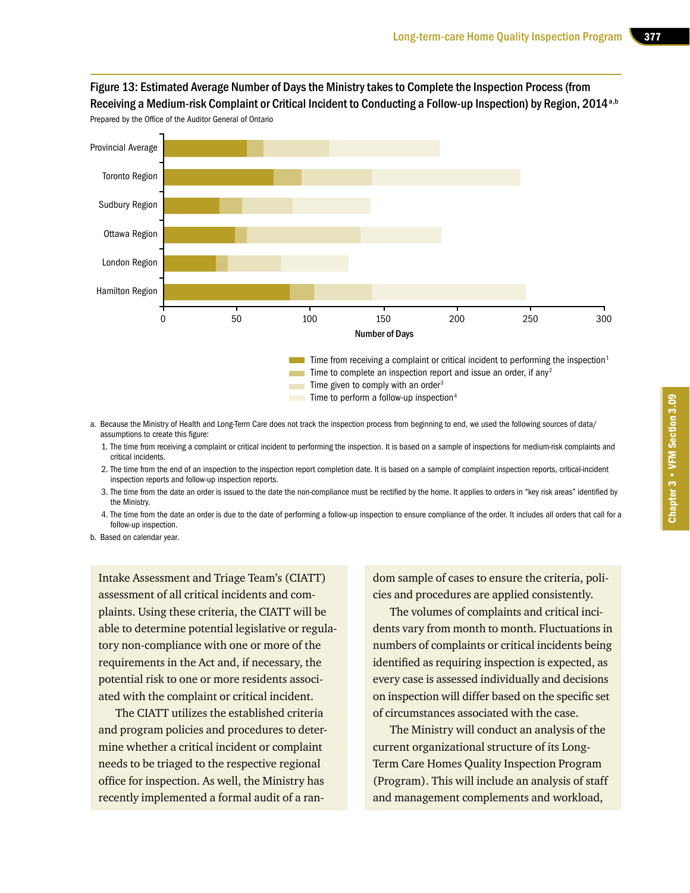### Figure 13: Estimated Average Number of Days the Ministry takes to Complete the Inspection Process (from Receiving a Medium-risk Complaint or Critical Incident to Conducting a Follow-up Inspection) by Region, 2014[a,b]

Prepared by the Office of the Auditor General of Ontario

Legend:
- Time from receiving a complaint or critical incident to performing the inspection[1]
- Time to complete an inspection report and issue an order, if any[2]
- Time given to comply with an order[3]
- Time to perform a follow-up inspection[4]

Regions: Provincial Average, Toronto Region, Sudbury Region, Ottawa Region, London Region, Hamilton Region

Number of Days (0–300)

a. Because the Ministry of Health and Long-Term Care does not track the inspection process from beginning to end, we used the following sources of data/assumptions to create this figure:

1. The time from receiving a complaint or critical incident to performing the inspection. It is based on a sample of inspections for medium-risk complaints and critical incidents.
2. The time from the end of an inspection to the inspection report completion date. It is based on a sample of complaint inspection reports, critical-incident inspection reports and follow-up inspection reports.
3. The time from the date an order is issued to the date the non-compliance must be rectified by the home. It applies to orders in "key risk areas" identified by the Ministry.
4. The time from the date an order is due to the date of performing a follow-up inspection to ensure compliance of the order. It includes all orders that call for a follow-up inspection.

b. Based on calendar year.

Intake Assessment and Triage Team's (CIATT) assessment of all critical incidents and complaints. Using these criteria, the CIATT will be able to determine potential legislative or regulatory non-compliance with one or more of the requirements in the Act and, if necessary, the potential risk to one or more residents associated with the complaint or critical incident.

The CIATT utilizes the established criteria and program policies and procedures to determine whether a critical incident or complaint needs to be triaged to the respective regional office for inspection. As well, the Ministry has recently implemented a formal audit of a random sample of cases to ensure the criteria, policies and procedures are applied consistently.

The volumes of complaints and critical incidents vary from month to month. Fluctuations in numbers of complaints or critical incidents being identified as requiring inspection is expected, as every case is assessed individually and decisions on inspection will differ based on the specific set of circumstances associated with the case.

The Ministry will conduct an analysis of the current organizational structure of its Long-Term Care Homes Quality Inspection Program (Program). This will include an analysis of staff and management complements and workload,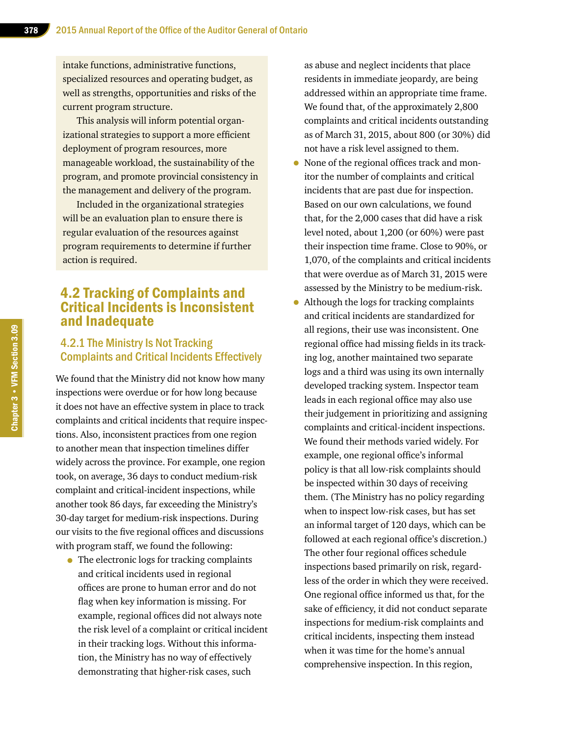intake functions, administrative functions, specialized resources and operating budget, as well as strengths, opportunities and risks of the current program structure.

This analysis will inform potential organizational strategies to support a more efficient deployment of program resources, more manageable workload, the sustainability of the program, and promote provincial consistency in the management and delivery of the program.

Included in the organizational strategies will be an evaluation plan to ensure there is regular evaluation of the resources against program requirements to determine if further action is required.

## 4.2 Tracking of Complaints and Critical Incidents is Inconsistent and Inadequate

### 4.2.1 The Ministry Is Not Tracking Complaints and Critical Incidents Effectively

We found that the Ministry did not know how many inspections were overdue or for how long because it does not have an effective system in place to track complaints and critical incidents that require inspections. Also, inconsistent practices from one region to another mean that inspection timelines differ widely across the province. For example, one region took, on average, 36 days to conduct medium-risk complaint and critical-incident inspections, while another took 86 days, far exceeding the Ministry's 30-day target for medium-risk inspections. During our visits to the five regional offices and discussions with program staff, we found the following:

- The electronic logs for tracking complaints and critical incidents used in regional offices are prone to human error and do not flag when key information is missing. For example, regional offices did not always note the risk level of a complaint or critical incident in their tracking logs. Without this information, the Ministry has no way of effectively demonstrating that higher-risk cases, such as abuse and neglect incidents that place residents in immediate jeopardy, are being addressed within an appropriate time frame. We found that, of the approximately 2,800 complaints and critical incidents outstanding as of March 31, 2015, about 800 (or 30%) did not have a risk level assigned to them.
- None of the regional offices track and monitor the number of complaints and critical incidents that are past due for inspection. Based on our own calculations, we found that, for the 2,000 cases that did have a risk level noted, about 1,200 (or 60%) were past their inspection time frame. Close to 90%, or 1,070, of the complaints and critical incidents that were overdue as of March 31, 2015 were assessed by the Ministry to be medium-risk.
- Although the logs for tracking complaints and critical incidents are standardized for all regions, their use was inconsistent. One regional office had missing fields in its tracking log, another maintained two separate logs and a third was using its own internally developed tracking system. Inspector team leads in each regional office may also use their judgement in prioritizing and assigning complaints and critical-incident inspections. We found their methods varied widely. For example, one regional office's informal policy is that all low-risk complaints should be inspected within 30 days of receiving them. (The Ministry has no policy regarding when to inspect low-risk cases, but has set an informal target of 120 days, which can be followed at each regional office's discretion.) The other four regional offices schedule inspections based primarily on risk, regardless of the order in which they were received. One regional office informed us that, for the sake of efficiency, it did not conduct separate inspections for medium-risk complaints and critical incidents, inspecting them instead when it was time for the home's annual comprehensive inspection. In this region,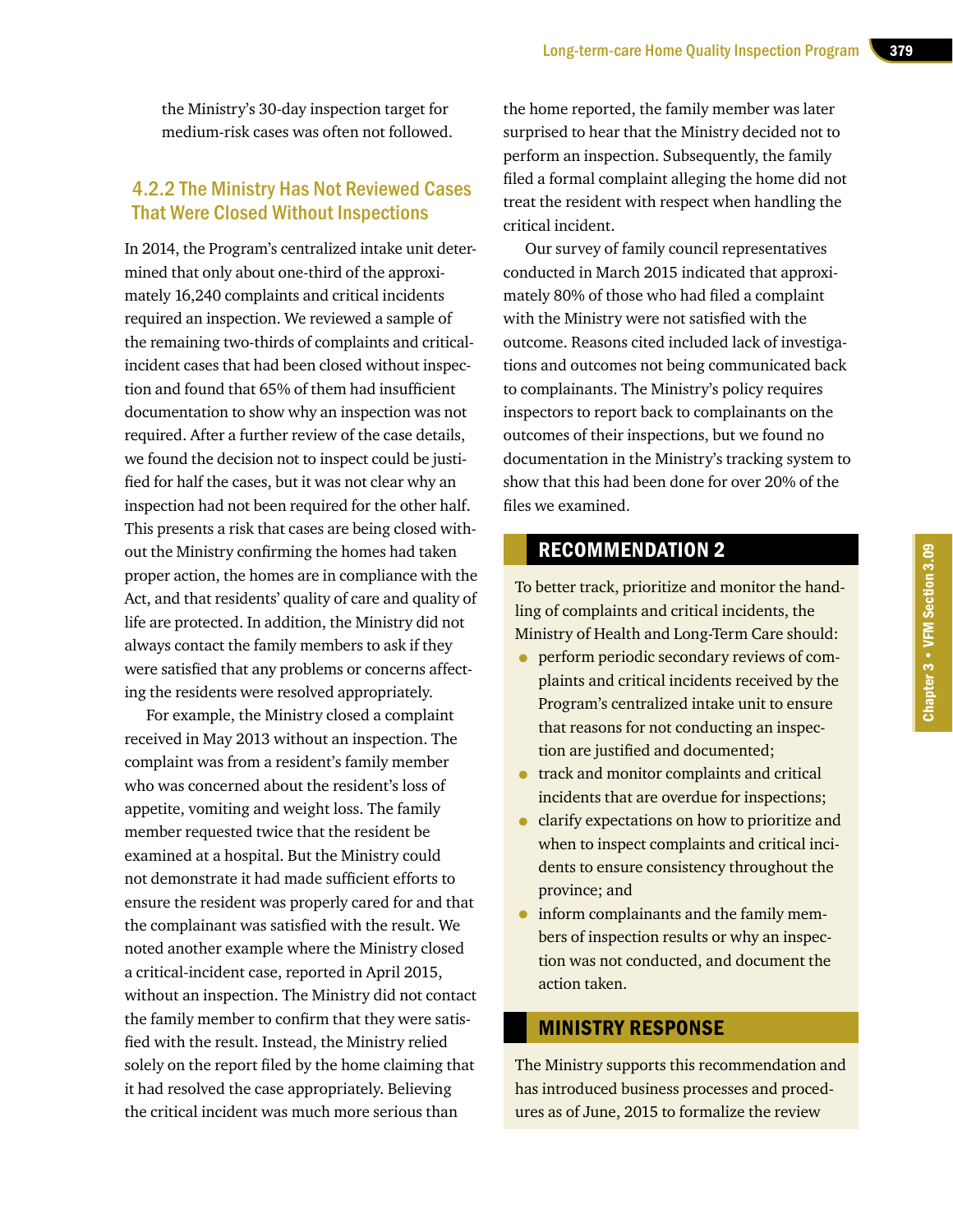the Ministry's 30-day inspection target for medium-risk cases was often not followed.

### 4.2.2 The Ministry Has Not Reviewed Cases That Were Closed Without Inspections

In 2014, the Program's centralized intake unit determined that only about one-third of the approximately 16,240 complaints and critical incidents required an inspection. We reviewed a sample of the remaining two-thirds of complaints and critical-incident cases that had been closed without inspection and found that 65% of them had insufficient documentation to show why an inspection was not required. After a further review of the case details, we found the decision not to inspect could be justified for half the cases, but it was not clear why an inspection had not been required for the other half. This presents a risk that cases are being closed without the Ministry confirming the homes had taken proper action, the homes are in compliance with the Act, and that residents' quality of care and quality of life are protected. In addition, the Ministry did not always contact the family members to ask if they were satisfied that any problems or concerns affecting the residents were resolved appropriately.

For example, the Ministry closed a complaint received in May 2013 without an inspection. The complaint was from a resident's family member who was concerned about the resident's loss of appetite, vomiting and weight loss. The family member requested twice that the resident be examined at a hospital. But the Ministry could not demonstrate it had made sufficient efforts to ensure the resident was properly cared for and that the complainant was satisfied with the result. We noted another example where the Ministry closed a critical-incident case, reported in April 2015, without an inspection. The Ministry did not contact the family member to confirm that they were satisfied with the result. Instead, the Ministry relied solely on the report filed by the home claiming that it had resolved the case appropriately. Believing the critical incident was much more serious than the home reported, the family member was later surprised to hear that the Ministry decided not to perform an inspection. Subsequently, the family filed a formal complaint alleging the home did not treat the resident with respect when handling the critical incident.

Our survey of family council representatives conducted in March 2015 indicated that approximately 80% of those who had filed a complaint with the Ministry were not satisfied with the outcome. Reasons cited included lack of investigations and outcomes not being communicated back to complainants. The Ministry's policy requires inspectors to report back to complainants on the outcomes of their inspections, but we found no documentation in the Ministry's tracking system to show that this had been done for over 20% of the files we examined.

## RECOMMENDATION 2

To better track, prioritize and monitor the handling of complaints and critical incidents, the Ministry of Health and Long-Term Care should:

- perform periodic secondary reviews of complaints and critical incidents received by the Program's centralized intake unit to ensure that reasons for not conducting an inspection are justified and documented;
- track and monitor complaints and critical incidents that are overdue for inspections;
- clarify expectations on how to prioritize and when to inspect complaints and critical incidents to ensure consistency throughout the province; and
- inform complainants and the family members of inspection results or why an inspection was not conducted, and document the action taken.

## MINISTRY RESPONSE

The Ministry supports this recommendation and has introduced business processes and procedures as of June, 2015 to formalize the review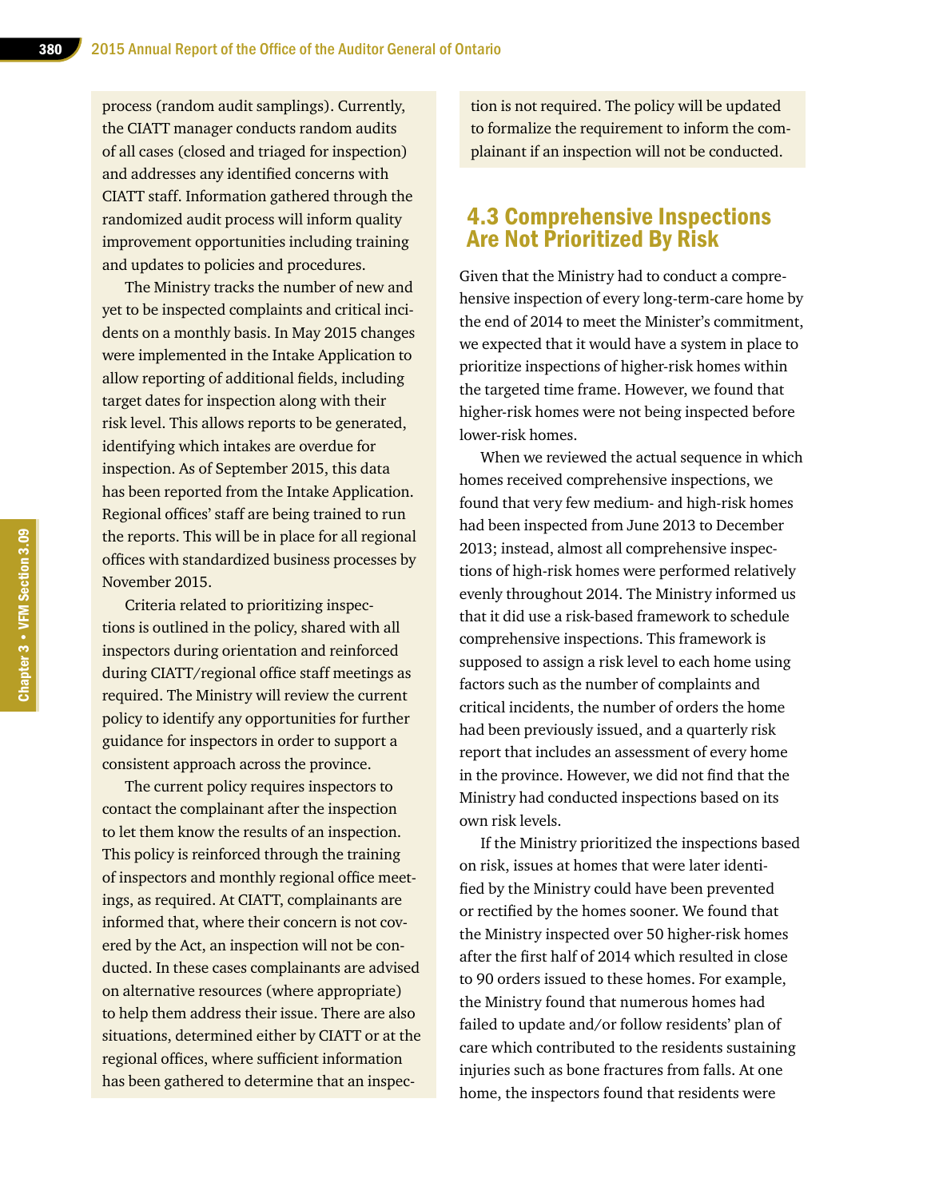process (random audit samplings). Currently, the CIATT manager conducts random audits of all cases (closed and triaged for inspection) and addresses any identified concerns with CIATT staff. Information gathered through the randomized audit process will inform quality improvement opportunities including training and updates to policies and procedures.

The Ministry tracks the number of new and yet to be inspected complaints and critical incidents on a monthly basis. In May 2015 changes were implemented in the Intake Application to allow reporting of additional fields, including target dates for inspection along with their risk level. This allows reports to be generated, identifying which intakes are overdue for inspection. As of September 2015, this data has been reported from the Intake Application. Regional offices' staff are being trained to run the reports. This will be in place for all regional offices with standardized business processes by November 2015.

Criteria related to prioritizing inspections is outlined in the policy, shared with all inspectors during orientation and reinforced during CIATT/regional office staff meetings as required. The Ministry will review the current policy to identify any opportunities for further guidance for inspectors in order to support a consistent approach across the province.

The current policy requires inspectors to contact the complainant after the inspection to let them know the results of an inspection. This policy is reinforced through the training of inspectors and monthly regional office meetings, as required. At CIATT, complainants are informed that, where their concern is not covered by the Act, an inspection will not be conducted. In these cases complainants are advised on alternative resources (where appropriate) to help them address their issue. There are also situations, determined either by CIATT or at the regional offices, where sufficient information has been gathered to determine that an inspection is not required. The policy will be updated to formalize the requirement to inform the complainant if an inspection will not be conducted.

## 4.3 Comprehensive Inspections Are Not Prioritized By Risk

Given that the Ministry had to conduct a comprehensive inspection of every long-term-care home by the end of 2014 to meet the Minister's commitment, we expected that it would have a system in place to prioritize inspections of higher-risk homes within the targeted time frame. However, we found that higher-risk homes were not being inspected before lower-risk homes.

When we reviewed the actual sequence in which homes received comprehensive inspections, we found that very few medium- and high-risk homes had been inspected from June 2013 to December 2013; instead, almost all comprehensive inspections of high-risk homes were performed relatively evenly throughout 2014. The Ministry informed us that it did use a risk-based framework to schedule comprehensive inspections. This framework is supposed to assign a risk level to each home using factors such as the number of complaints and critical incidents, the number of orders the home had been previously issued, and a quarterly risk report that includes an assessment of every home in the province. However, we did not find that the Ministry had conducted inspections based on its own risk levels.

If the Ministry prioritized the inspections based on risk, issues at homes that were later identified by the Ministry could have been prevented or rectified by the homes sooner. We found that the Ministry inspected over 50 higher-risk homes after the first half of 2014 which resulted in close to 90 orders issued to these homes. For example, the Ministry found that numerous homes had failed to update and/or follow residents' plan of care which contributed to the residents sustaining injuries such as bone fractures from falls. At one home, the inspectors found that residents were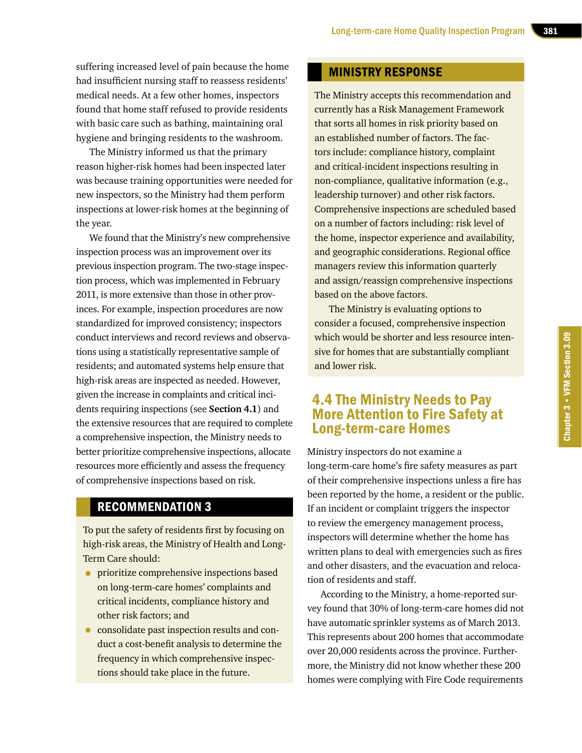suffering increased level of pain because the home had insufficient nursing staff to reassess residents' medical needs. At a few other homes, inspectors found that home staff refused to provide residents with basic care such as bathing, maintaining oral hygiene and bringing residents to the washroom.

The Ministry informed us that the primary reason higher-risk homes had been inspected later was because training opportunities were needed for new inspectors, so the Ministry had them perform inspections at lower-risk homes at the beginning of the year.

We found that the Ministry's new comprehensive inspection process was an improvement over its previous inspection program. The two-stage inspection process, which was implemented in February 2011, is more extensive than those in other provinces. For example, inspection procedures are now standardized for improved consistency; inspectors conduct interviews and record reviews and observations using a statistically representative sample of residents; and automated systems help ensure that high-risk areas are inspected as needed. However, given the increase in complaints and critical incidents requiring inspections (see **Section 4.1**) and the extensive resources that are required to complete a comprehensive inspection, the Ministry needs to better prioritize comprehensive inspections, allocate resources more efficiently and assess the frequency of comprehensive inspections based on risk.

## RECOMMENDATION 3

To put the safety of residents first by focusing on high-risk areas, the Ministry of Health and Long-Term Care should:

- prioritize comprehensive inspections based on long-term-care homes' complaints and critical incidents, compliance history and other risk factors; and
- consolidate past inspection results and conduct a cost-benefit analysis to determine the frequency in which comprehensive inspections should take place in the future.

## MINISTRY RESPONSE

The Ministry accepts this recommendation and currently has a Risk Management Framework that sorts all homes in risk priority based on an established number of factors. The factors include: compliance history, complaint and critical-incident inspections resulting in non-compliance, qualitative information (e.g., leadership turnover) and other risk factors. Comprehensive inspections are scheduled based on a number of factors including: risk level of the home, inspector experience and availability, and geographic considerations. Regional office managers review this information quarterly and assign/reassign comprehensive inspections based on the above factors.

The Ministry is evaluating options to consider a focused, comprehensive inspection which would be shorter and less resource intensive for homes that are substantially compliant and lower risk.

## 4.4 The Ministry Needs to Pay More Attention to Fire Safety at Long-term-care Homes

Ministry inspectors do not examine a long-term-care home's fire safety measures as part of their comprehensive inspections unless a fire has been reported by the home, a resident or the public. If an incident or complaint triggers the inspector to review the emergency management process, inspectors will determine whether the home has written plans to deal with emergencies such as fires and other disasters, and the evacuation and relocation of residents and staff.

According to the Ministry, a home-reported survey found that 30% of long-term-care homes did not have automatic sprinkler systems as of March 2013. This represents about 200 homes that accommodate over 20,000 residents across the province. Furthermore, the Ministry did not know whether these 200 homes were complying with Fire Code requirements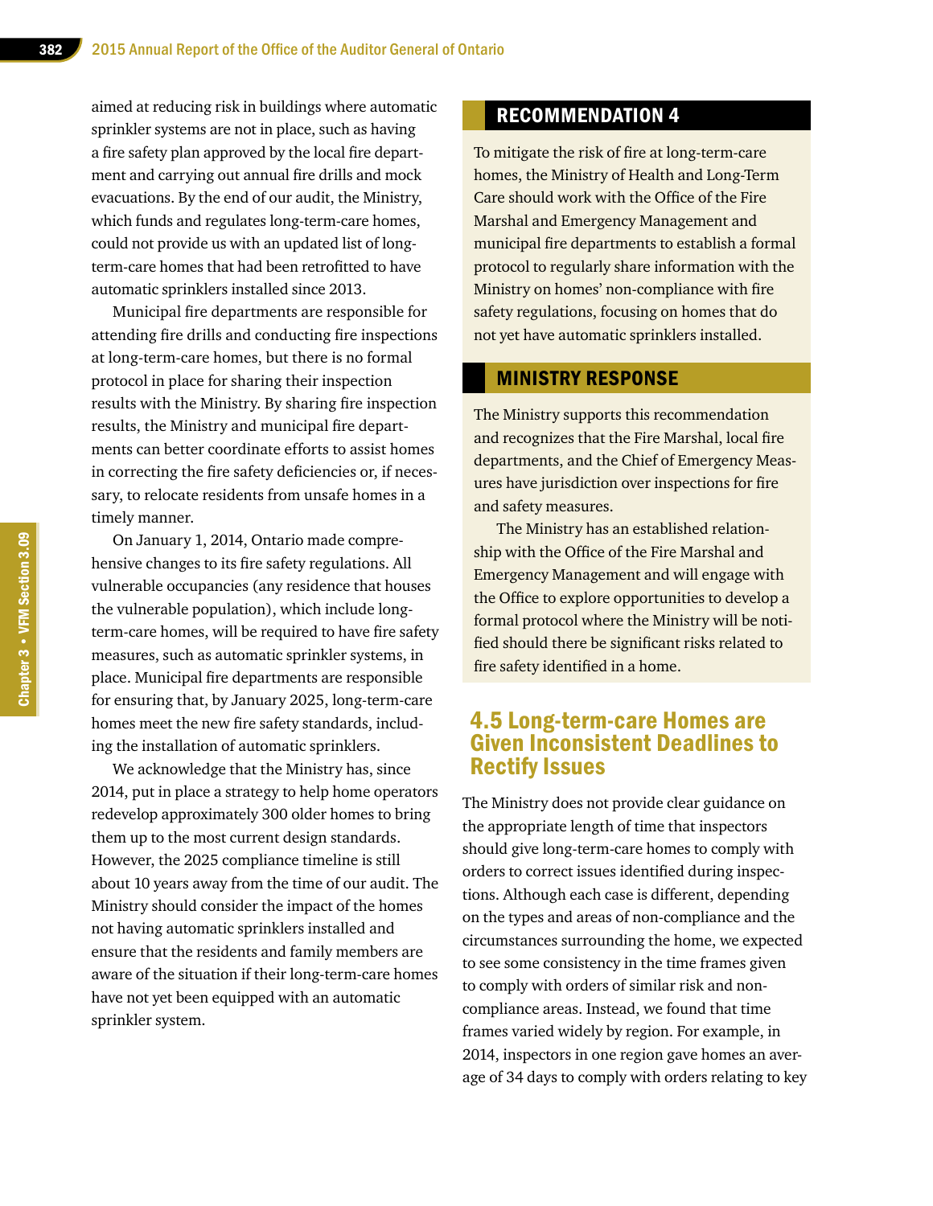aimed at reducing risk in buildings where automatic sprinkler systems are not in place, such as having a fire safety plan approved by the local fire department and carrying out annual fire drills and mock evacuations. By the end of our audit, the Ministry, which funds and regulates long-term-care homes, could not provide us with an updated list of long-term-care homes that had been retrofitted to have automatic sprinklers installed since 2013.

Municipal fire departments are responsible for attending fire drills and conducting fire inspections at long-term-care homes, but there is no formal protocol in place for sharing their inspection results with the Ministry. By sharing fire inspection results, the Ministry and municipal fire departments can better coordinate efforts to assist homes in correcting the fire safety deficiencies or, if necessary, to relocate residents from unsafe homes in a timely manner.

On January 1, 2014, Ontario made comprehensive changes to its fire safety regulations. All vulnerable occupancies (any residence that houses the vulnerable population), which include long-term-care homes, will be required to have fire safety measures, such as automatic sprinkler systems, in place. Municipal fire departments are responsible for ensuring that, by January 2025, long-term-care homes meet the new fire safety standards, including the installation of automatic sprinklers.

We acknowledge that the Ministry has, since 2014, put in place a strategy to help home operators redevelop approximately 300 older homes to bring them up to the most current design standards. However, the 2025 compliance timeline is still about 10 years away from the time of our audit. The Ministry should consider the impact of the homes not having automatic sprinklers installed and ensure that the residents and family members are aware of the situation if their long-term-care homes have not yet been equipped with an automatic sprinkler system.

## RECOMMENDATION 4

To mitigate the risk of fire at long-term-care homes, the Ministry of Health and Long-Term Care should work with the Office of the Fire Marshal and Emergency Management and municipal fire departments to establish a formal protocol to regularly share information with the Ministry on homes' non-compliance with fire safety regulations, focusing on homes that do not yet have automatic sprinklers installed.

## MINISTRY RESPONSE

The Ministry supports this recommendation and recognizes that the Fire Marshal, local fire departments, and the Chief of Emergency Measures have jurisdiction over inspections for fire and safety measures.

The Ministry has an established relationship with the Office of the Fire Marshal and Emergency Management and will engage with the Office to explore opportunities to develop a formal protocol where the Ministry will be notified should there be significant risks related to fire safety identified in a home.

## 4.5 Long-term-care Homes are Given Inconsistent Deadlines to Rectify Issues

The Ministry does not provide clear guidance on the appropriate length of time that inspectors should give long-term-care homes to comply with orders to correct issues identified during inspections. Although each case is different, depending on the types and areas of non-compliance and the circumstances surrounding the home, we expected to see some consistency in the time frames given to comply with orders of similar risk and non-compliance areas. Instead, we found that time frames varied widely by region. For example, in 2014, inspectors in one region gave homes an average of 34 days to comply with orders relating to key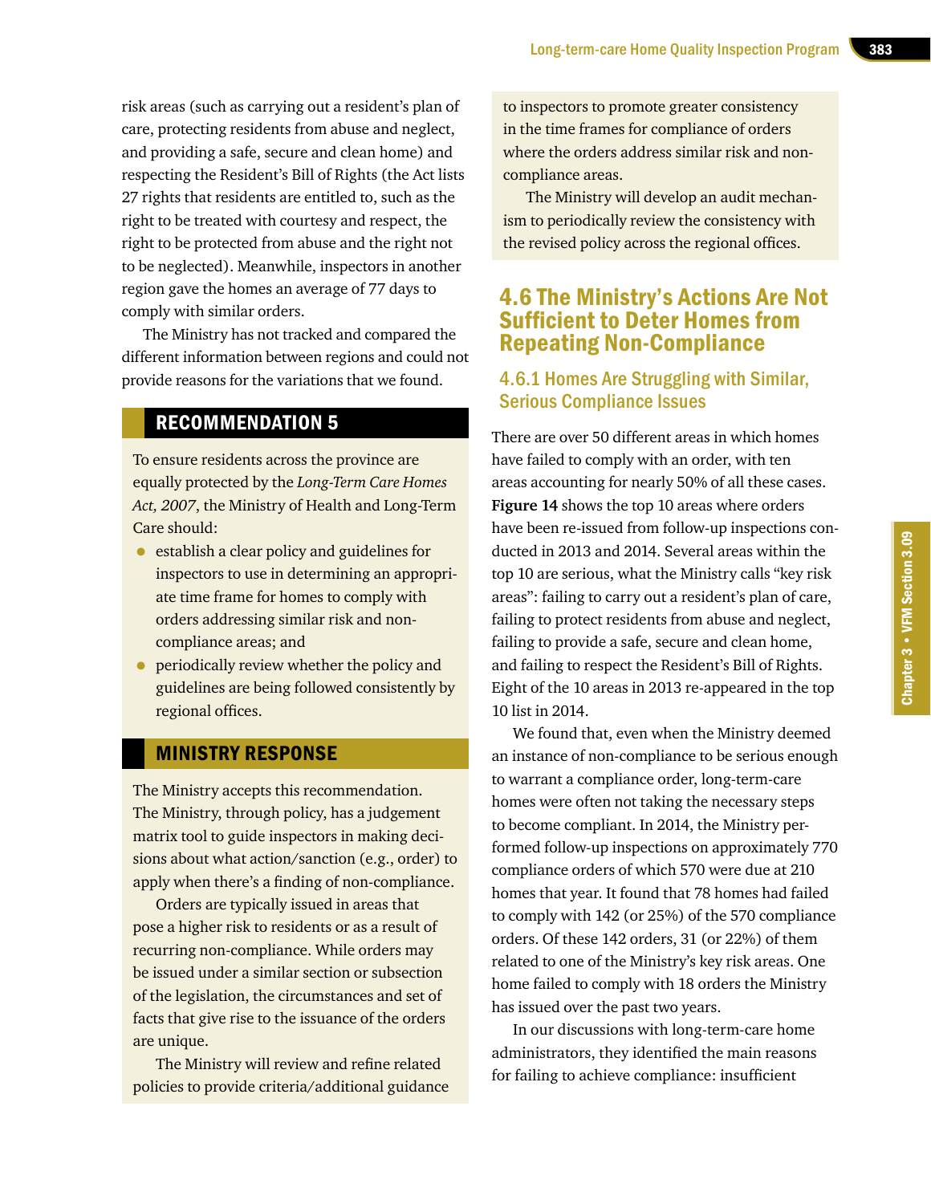risk areas (such as carrying out a resident's plan of care, protecting residents from abuse and neglect, and providing a safe, secure and clean home) and respecting the Resident's Bill of Rights (the Act lists 27 rights that residents are entitled to, such as the right to be treated with courtesy and respect, the right to be protected from abuse and the right not to be neglected). Meanwhile, inspectors in another region gave the homes an average of 77 days to comply with similar orders.

The Ministry has not tracked and compared the different information between regions and could not provide reasons for the variations that we found.

## RECOMMENDATION 5

To ensure residents across the province are equally protected by the *Long-Term Care Homes Act, 2007*, the Ministry of Health and Long-Term Care should:

- establish a clear policy and guidelines for inspectors to use in determining an appropriate time frame for homes to comply with orders addressing similar risk and non-compliance areas; and
- periodically review whether the policy and guidelines are being followed consistently by regional offices.

## MINISTRY RESPONSE

The Ministry accepts this recommendation. The Ministry, through policy, has a judgement matrix tool to guide inspectors in making decisions about what action/sanction (e.g., order) to apply when there's a finding of non-compliance.

Orders are typically issued in areas that pose a higher risk to residents or as a result of recurring non-compliance. While orders may be issued under a similar section or subsection of the legislation, the circumstances and set of facts that give rise to the issuance of the orders are unique.

The Ministry will review and refine related policies to provide criteria/additional guidance to inspectors to promote greater consistency in the time frames for compliance of orders where the orders address similar risk and non-compliance areas.

The Ministry will develop an audit mechanism to periodically review the consistency with the revised policy across the regional offices.

## 4.6 The Ministry's Actions Are Not Sufficient to Deter Homes from Repeating Non-Compliance

### 4.6.1 Homes Are Struggling with Similar, Serious Compliance Issues

There are over 50 different areas in which homes have failed to comply with an order, with ten areas accounting for nearly 50% of all these cases. **Figure 14** shows the top 10 areas where orders have been re-issued from follow-up inspections conducted in 2013 and 2014. Several areas within the top 10 are serious, what the Ministry calls "key risk areas": failing to carry out a resident's plan of care, failing to protect residents from abuse and neglect, failing to provide a safe, secure and clean home, and failing to respect the Resident's Bill of Rights. Eight of the 10 areas in 2013 re-appeared in the top 10 list in 2014.

We found that, even when the Ministry deemed an instance of non-compliance to be serious enough to warrant a compliance order, long-term-care homes were often not taking the necessary steps to become compliant. In 2014, the Ministry performed follow-up inspections on approximately 770 compliance orders of which 570 were due at 210 homes that year. It found that 78 homes had failed to comply with 142 (or 25%) of the 570 compliance orders. Of these 142 orders, 31 (or 22%) of them related to one of the Ministry's key risk areas. One home failed to comply with 18 orders the Ministry has issued over the past two years.

In our discussions with long-term-care home administrators, they identified the main reasons for failing to achieve compliance: insufficient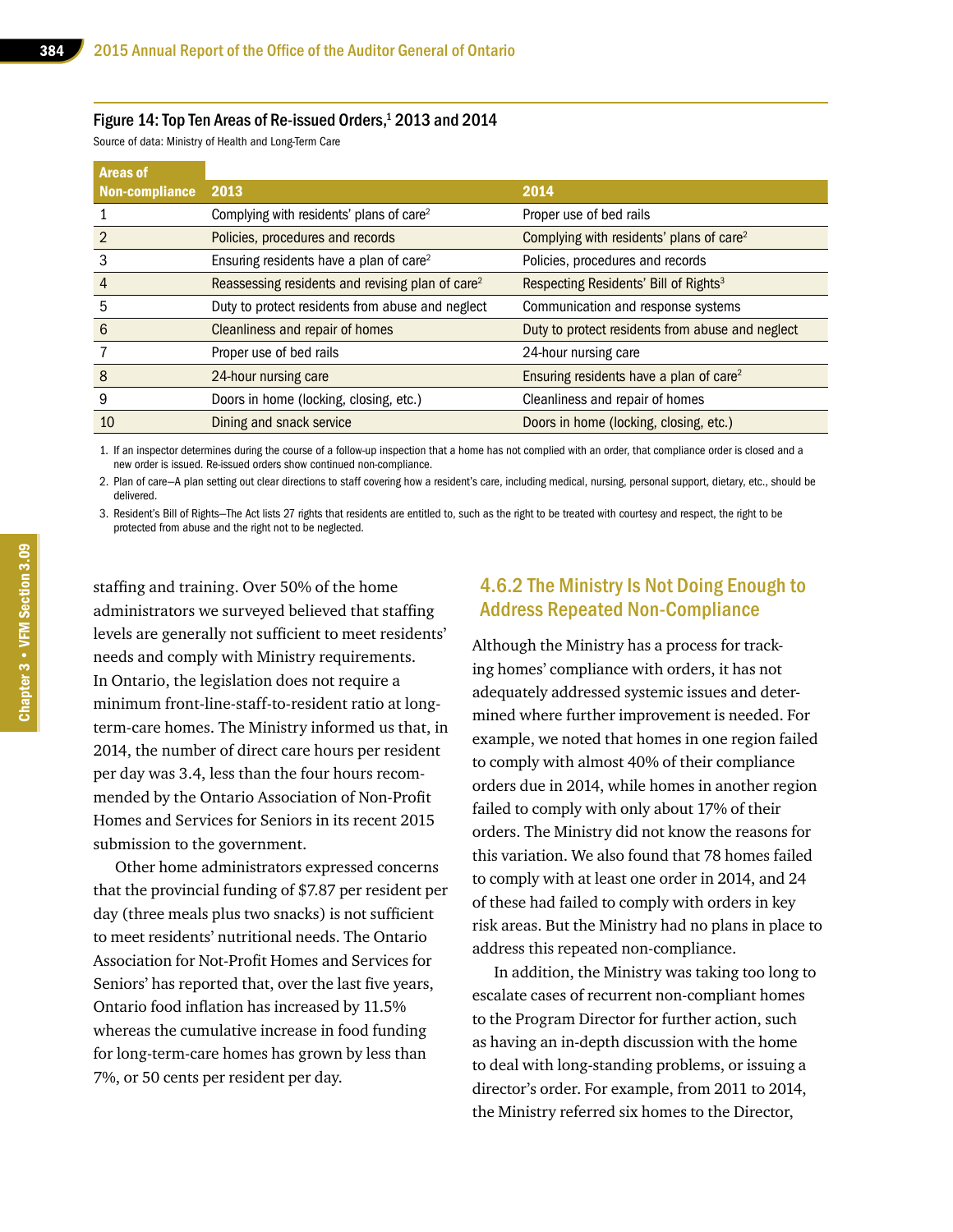#### Figure 14: Top Ten Areas of Re-issued Orders,[1] 2013 and 2014

Source of data: Ministry of Health and Long-Term Care

| Areas of Non-compliance | 2013 | 2014 |
|---|---|---|
| 1 | Complying with residents' plans of care[2] | Proper use of bed rails |
| 2 | Policies, procedures and records | Complying with residents' plans of care[2] |
| 3 | Ensuring residents have a plan of care[2] | Policies, procedures and records |
| 4 | Reassessing residents and revising plan of care[2] | Respecting Residents' Bill of Rights[3] |
| 5 | Duty to protect residents from abuse and neglect | Communication and response systems |
| 6 | Cleanliness and repair of homes | Duty to protect residents from abuse and neglect |
| 7 | Proper use of bed rails | 24-hour nursing care |
| 8 | 24-hour nursing care | Ensuring residents have a plan of care[2] |
| 9 | Doors in home (locking, closing, etc.) | Cleanliness and repair of homes |
| 10 | Dining and snack service | Doors in home (locking, closing, etc.) |

1. If an inspector determines during the course of a follow-up inspection that a home has not complied with an order, that compliance order is closed and a new order is issued. Re-issued orders show continued non-compliance.
2. Plan of care—A plan setting out clear directions to staff covering how a resident's care, including medical, nursing, personal support, dietary, etc., should be delivered.
3. Resident's Bill of Rights—The Act lists 27 rights that residents are entitled to, such as the right to be treated with courtesy and respect, the right to be protected from abuse and the right not to be neglected.

staffing and training. Over 50% of the home administrators we surveyed believed that staffing levels are generally not sufficient to meet residents' needs and comply with Ministry requirements. In Ontario, the legislation does not require a minimum front-line-staff-to-resident ratio at long-term-care homes. The Ministry informed us that, in 2014, the number of direct care hours per resident per day was 3.4, less than the four hours recommended by the Ontario Association of Non-Profit Homes and Services for Seniors in its recent 2015 submission to the government.

Other home administrators expressed concerns that the provincial funding of $7.87 per resident per day (three meals plus two snacks) is not sufficient to meet residents' nutritional needs. The Ontario Association for Not-Profit Homes and Services for Seniors' has reported that, over the last five years, Ontario food inflation has increased by 11.5% whereas the cumulative increase in food funding for long-term-care homes has grown by less than 7%, or 50 cents per resident per day.

### 4.6.2 The Ministry Is Not Doing Enough to Address Repeated Non-Compliance

Although the Ministry has a process for tracking homes' compliance with orders, it has not adequately addressed systemic issues and determined where further improvement is needed. For example, we noted that homes in one region failed to comply with almost 40% of their compliance orders due in 2014, while homes in another region failed to comply with only about 17% of their orders. The Ministry did not know the reasons for this variation. We also found that 78 homes failed to comply with at least one order in 2014, and 24 of these had failed to comply with orders in key risk areas. But the Ministry had no plans in place to address this repeated non-compliance.

In addition, the Ministry was taking too long to escalate cases of recurrent non-compliant homes to the Program Director for further action, such as having an in-depth discussion with the home to deal with long-standing problems, or issuing a director's order. For example, from 2011 to 2014, the Ministry referred six homes to the Director,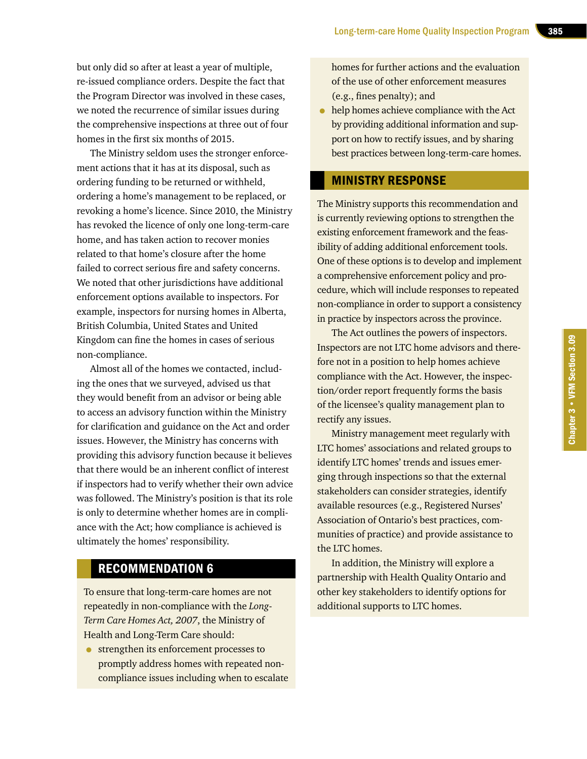but only did so after at least a year of multiple, re-issued compliance orders. Despite the fact that the Program Director was involved in these cases, we noted the recurrence of similar issues during the comprehensive inspections at three out of four homes in the first six months of 2015.

The Ministry seldom uses the stronger enforcement actions that it has at its disposal, such as ordering funding to be returned or withheld, ordering a home's management to be replaced, or revoking a home's licence. Since 2010, the Ministry has revoked the licence of only one long-term-care home, and has taken action to recover monies related to that home's closure after the home failed to correct serious fire and safety concerns. We noted that other jurisdictions have additional enforcement options available to inspectors. For example, inspectors for nursing homes in Alberta, British Columbia, United States and United Kingdom can fine the homes in cases of serious non-compliance.

Almost all of the homes we contacted, including the ones that we surveyed, advised us that they would benefit from an advisor or being able to access an advisory function within the Ministry for clarification and guidance on the Act and order issues. However, the Ministry has concerns with providing this advisory function because it believes that there would be an inherent conflict of interest if inspectors had to verify whether their own advice was followed. The Ministry's position is that its role is only to determine whether homes are in compliance with the Act; how compliance is achieved is ultimately the homes' responsibility.

## RECOMMENDATION 6

To ensure that long-term-care homes are not repeatedly in non-compliance with the *Long-Term Care Homes Act, 2007*, the Ministry of Health and Long-Term Care should:

- strengthen its enforcement processes to promptly address homes with repeated non-compliance issues including when to escalate homes for further actions and the evaluation of the use of other enforcement measures (e.g., fines penalty); and
- help homes achieve compliance with the Act by providing additional information and support on how to rectify issues, and by sharing best practices between long-term-care homes.

## MINISTRY RESPONSE

The Ministry supports this recommendation and is currently reviewing options to strengthen the existing enforcement framework and the feasibility of adding additional enforcement tools. One of these options is to develop and implement a comprehensive enforcement policy and procedure, which will include responses to repeated non-compliance in order to support a consistency in practice by inspectors across the province.

The Act outlines the powers of inspectors. Inspectors are not LTC home advisors and therefore not in a position to help homes achieve compliance with the Act. However, the inspection/order report frequently forms the basis of the licensee's quality management plan to rectify any issues.

Ministry management meet regularly with LTC homes' associations and related groups to identify LTC homes' trends and issues emerging through inspections so that the external stakeholders can consider strategies, identify available resources (e.g., Registered Nurses' Association of Ontario's best practices, communities of practice) and provide assistance to the LTC homes.

In addition, the Ministry will explore a partnership with Health Quality Ontario and other key stakeholders to identify options for additional supports to LTC homes.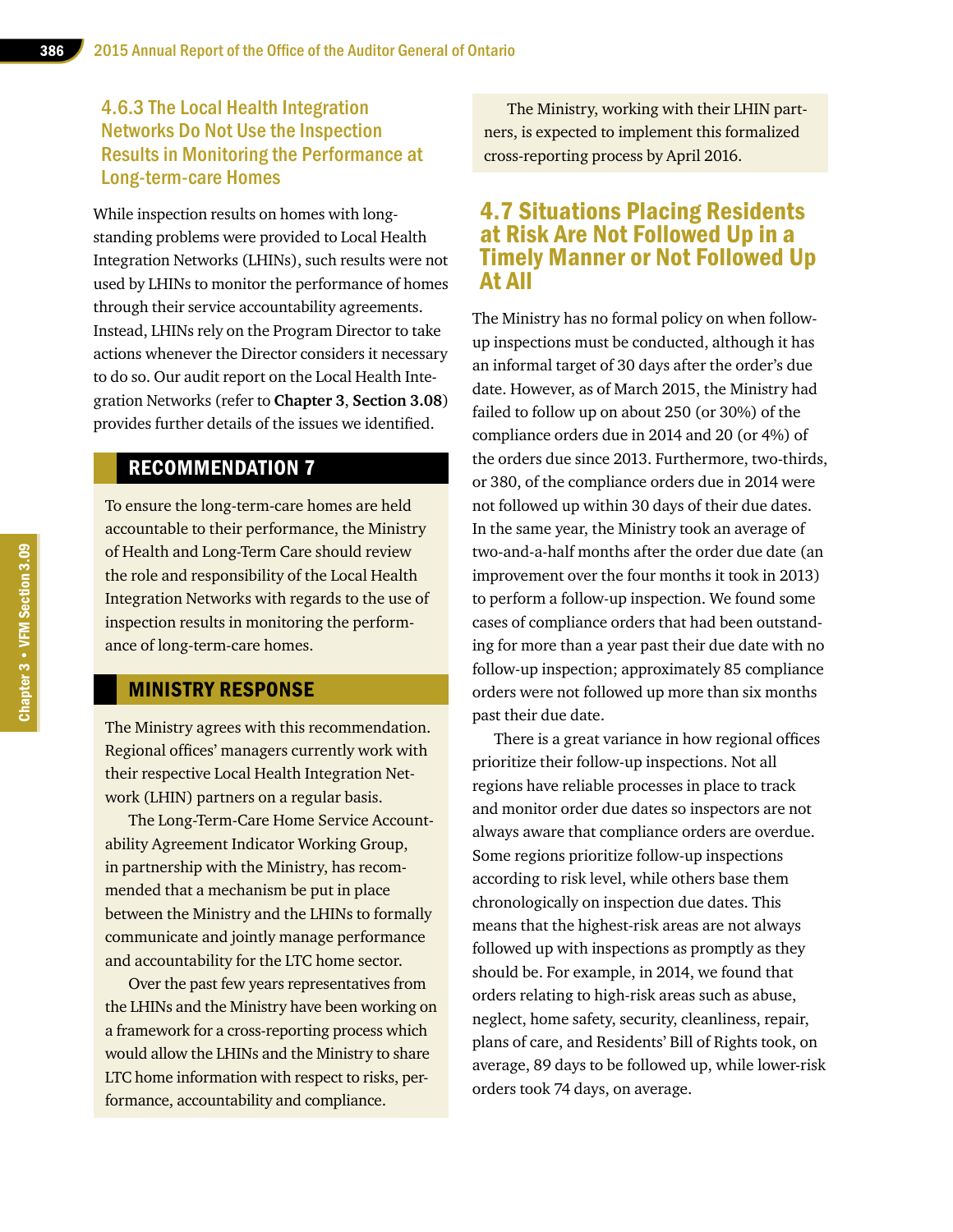### 4.6.3 The Local Health Integration Networks Do Not Use the Inspection Results in Monitoring the Performance at Long-term-care Homes

While inspection results on homes with long-standing problems were provided to Local Health Integration Networks (LHINs), such results were not used by LHINs to monitor the performance of homes through their service accountability agreements. Instead, LHINs rely on the Program Director to take actions whenever the Director considers it necessary to do so. Our audit report on the Local Health Integration Networks (refer to **Chapter 3**, **Section 3.08**) provides further details of the issues we identified.

## RECOMMENDATION 7

To ensure the long-term-care homes are held accountable to their performance, the Ministry of Health and Long-Term Care should review the role and responsibility of the Local Health Integration Networks with regards to the use of inspection results in monitoring the performance of long-term-care homes.

## MINISTRY RESPONSE

The Ministry agrees with this recommendation. Regional offices' managers currently work with their respective Local Health Integration Network (LHIN) partners on a regular basis.

The Long-Term-Care Home Service Accountability Agreement Indicator Working Group, in partnership with the Ministry, has recommended that a mechanism be put in place between the Ministry and the LHINs to formally communicate and jointly manage performance and accountability for the LTC home sector.

Over the past few years representatives from the LHINs and the Ministry have been working on a framework for a cross-reporting process which would allow the LHINs and the Ministry to share LTC home information with respect to risks, performance, accountability and compliance.

The Ministry, working with their LHIN partners, is expected to implement this formalized cross-reporting process by April 2016.

## 4.7 Situations Placing Residents at Risk Are Not Followed Up in a Timely Manner or Not Followed Up At All

The Ministry has no formal policy on when follow-up inspections must be conducted, although it has an informal target of 30 days after the order's due date. However, as of March 2015, the Ministry had failed to follow up on about 250 (or 30%) of the compliance orders due in 2014 and 20 (or 4%) of the orders due since 2013. Furthermore, two-thirds, or 380, of the compliance orders due in 2014 were not followed up within 30 days of their due dates. In the same year, the Ministry took an average of two-and-a-half months after the order due date (an improvement over the four months it took in 2013) to perform a follow-up inspection. We found some cases of compliance orders that had been outstanding for more than a year past their due date with no follow-up inspection; approximately 85 compliance orders were not followed up more than six months past their due date.

There is a great variance in how regional offices prioritize their follow-up inspections. Not all regions have reliable processes in place to track and monitor order due dates so inspectors are not always aware that compliance orders are overdue. Some regions prioritize follow-up inspections according to risk level, while others base them chronologically on inspection due dates. This means that the highest-risk areas are not always followed up with inspections as promptly as they should be. For example, in 2014, we found that orders relating to high-risk areas such as abuse, neglect, home safety, security, cleanliness, repair, plans of care, and Residents' Bill of Rights took, on average, 89 days to be followed up, while lower-risk orders took 74 days, on average.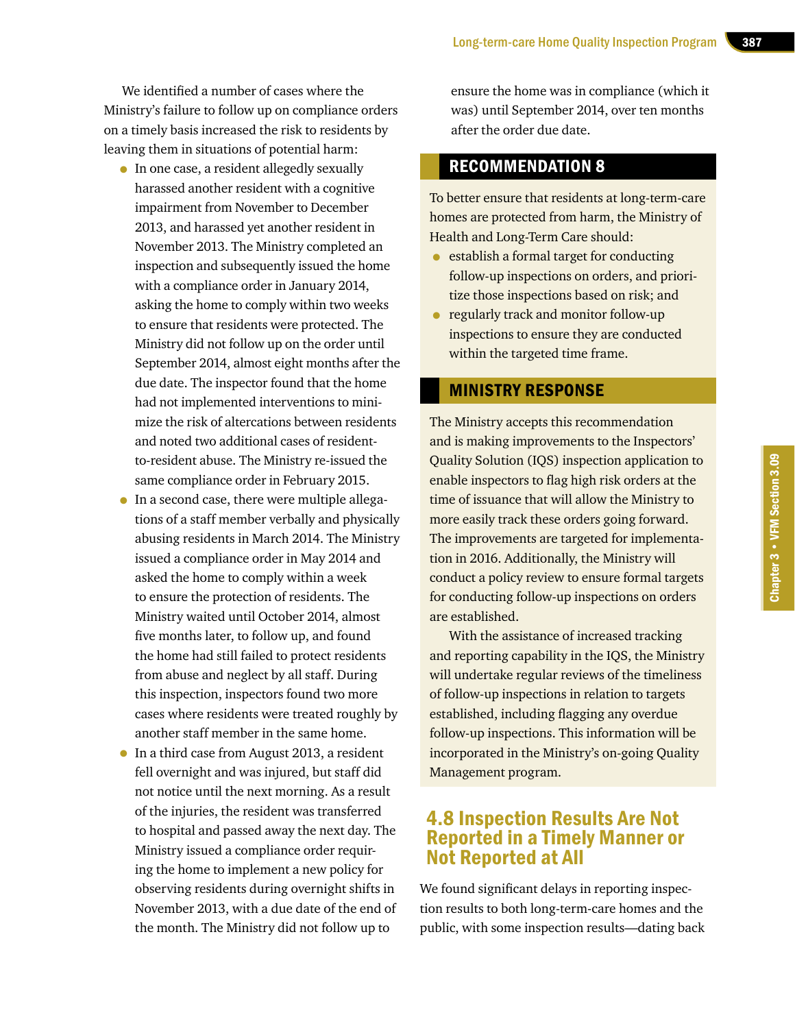We identified a number of cases where the Ministry's failure to follow up on compliance orders on a timely basis increased the risk to residents by leaving them in situations of potential harm:

- In one case, a resident allegedly sexually harassed another resident with a cognitive impairment from November to December 2013, and harassed yet another resident in November 2013. The Ministry completed an inspection and subsequently issued the home with a compliance order in January 2014, asking the home to comply within two weeks to ensure that residents were protected. The Ministry did not follow up on the order until September 2014, almost eight months after the due date. The inspector found that the home had not implemented interventions to minimize the risk of altercations between residents and noted two additional cases of resident-to-resident abuse. The Ministry re-issued the same compliance order in February 2015.
- In a second case, there were multiple allegations of a staff member verbally and physically abusing residents in March 2014. The Ministry issued a compliance order in May 2014 and asked the home to comply within a week to ensure the protection of residents. The Ministry waited until October 2014, almost five months later, to follow up, and found the home had still failed to protect residents from abuse and neglect by all staff. During this inspection, inspectors found two more cases where residents were treated roughly by another staff member in the same home.
- In a third case from August 2013, a resident fell overnight and was injured, but staff did not notice until the next morning. As a result of the injuries, the resident was transferred to hospital and passed away the next day. The Ministry issued a compliance order requiring the home to implement a new policy for observing residents during overnight shifts in November 2013, with a due date of the end of the month. The Ministry did not follow up to ensure the home was in compliance (which it was) until September 2014, over ten months after the order due date.

## RECOMMENDATION 8

To better ensure that residents at long-term-care homes are protected from harm, the Ministry of Health and Long-Term Care should:

- establish a formal target for conducting follow-up inspections on orders, and prioritize those inspections based on risk; and
- regularly track and monitor follow-up inspections to ensure they are conducted within the targeted time frame.

## MINISTRY RESPONSE

The Ministry accepts this recommendation and is making improvements to the Inspectors' Quality Solution (IQS) inspection application to enable inspectors to flag high risk orders at the time of issuance that will allow the Ministry to more easily track these orders going forward. The improvements are targeted for implementation in 2016. Additionally, the Ministry will conduct a policy review to ensure formal targets for conducting follow-up inspections on orders are established.

With the assistance of increased tracking and reporting capability in the IQS, the Ministry will undertake regular reviews of the timeliness of follow-up inspections in relation to targets established, including flagging any overdue follow-up inspections. This information will be incorporated in the Ministry's on-going Quality Management program.

## 4.8 Inspection Results Are Not Reported in a Timely Manner or Not Reported at All

We found significant delays in reporting inspection results to both long-term-care homes and the public, with some inspection results—dating back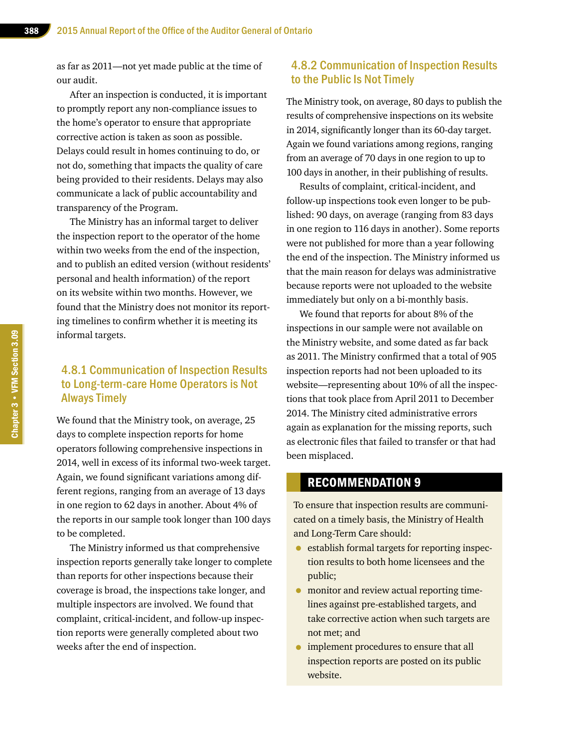as far as 2011—not yet made public at the time of our audit.

After an inspection is conducted, it is important to promptly report any non-compliance issues to the home's operator to ensure that appropriate corrective action is taken as soon as possible. Delays could result in homes continuing to do, or not do, something that impacts the quality of care being provided to their residents. Delays may also communicate a lack of public accountability and transparency of the Program.

The Ministry has an informal target to deliver the inspection report to the operator of the home within two weeks from the end of the inspection, and to publish an edited version (without residents' personal and health information) of the report on its website within two months. However, we found that the Ministry does not monitor its reporting timelines to confirm whether it is meeting its informal targets.

### 4.8.1 Communication of Inspection Results to Long-term-care Home Operators is Not Always Timely

We found that the Ministry took, on average, 25 days to complete inspection reports for home operators following comprehensive inspections in 2014, well in excess of its informal two-week target. Again, we found significant variations among different regions, ranging from an average of 13 days in one region to 62 days in another. About 4% of the reports in our sample took longer than 100 days to be completed.

The Ministry informed us that comprehensive inspection reports generally take longer to complete than reports for other inspections because their coverage is broad, the inspections take longer, and multiple inspectors are involved. We found that complaint, critical-incident, and follow-up inspection reports were generally completed about two weeks after the end of inspection.

### 4.8.2 Communication of Inspection Results to the Public Is Not Timely

The Ministry took, on average, 80 days to publish the results of comprehensive inspections on its website in 2014, significantly longer than its 60-day target. Again we found variations among regions, ranging from an average of 70 days in one region to up to 100 days in another, in their publishing of results.

Results of complaint, critical-incident, and follow-up inspections took even longer to be published: 90 days, on average (ranging from 83 days in one region to 116 days in another). Some reports were not published for more than a year following the end of the inspection. The Ministry informed us that the main reason for delays was administrative because reports were not uploaded to the website immediately but only on a bi-monthly basis.

We found that reports for about 8% of the inspections in our sample were not available on the Ministry website, and some dated as far back as 2011. The Ministry confirmed that a total of 905 inspection reports had not been uploaded to its website—representing about 10% of all the inspections that took place from April 2011 to December 2014. The Ministry cited administrative errors again as explanation for the missing reports, such as electronic files that failed to transfer or that had been misplaced.

## RECOMMENDATION 9

To ensure that inspection results are communicated on a timely basis, the Ministry of Health and Long-Term Care should:

- establish formal targets for reporting inspection results to both home licensees and the public;
- monitor and review actual reporting timelines against pre-established targets, and take corrective action when such targets are not met; and
- implement procedures to ensure that all inspection reports are posted on its public website.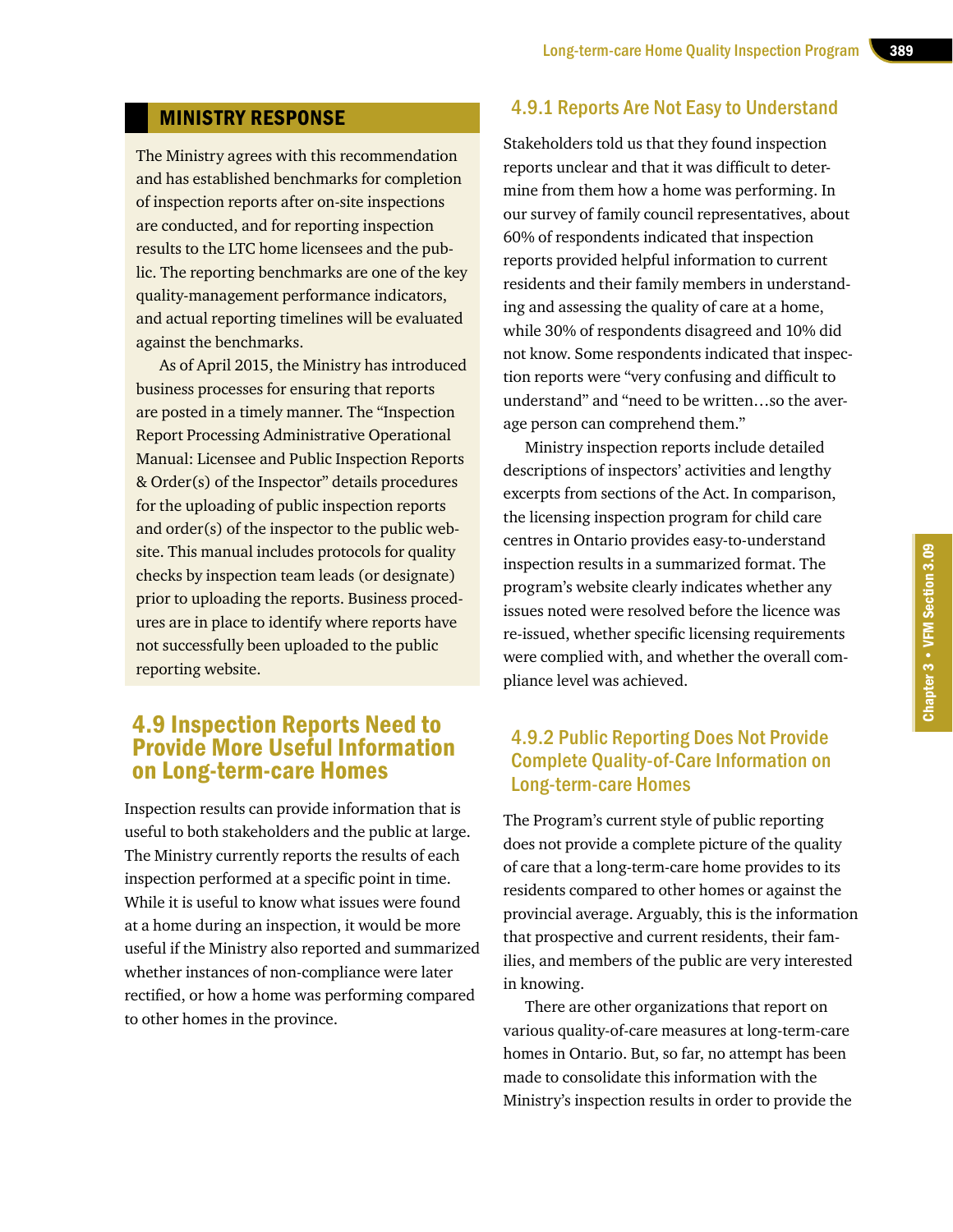## MINISTRY RESPONSE

The Ministry agrees with this recommendation and has established benchmarks for completion of inspection reports after on-site inspections are conducted, and for reporting inspection results to the LTC home licensees and the public. The reporting benchmarks are one of the key quality-management performance indicators, and actual reporting timelines will be evaluated against the benchmarks.

As of April 2015, the Ministry has introduced business processes for ensuring that reports are posted in a timely manner. The "Inspection Report Processing Administrative Operational Manual: Licensee and Public Inspection Reports & Order(s) of the Inspector" details procedures for the uploading of public inspection reports and order(s) of the inspector to the public website. This manual includes protocols for quality checks by inspection team leads (or designate) prior to uploading the reports. Business procedures are in place to identify where reports have not successfully been uploaded to the public reporting website.

## 4.9 Inspection Reports Need to Provide More Useful Information on Long-term-care Homes

Inspection results can provide information that is useful to both stakeholders and the public at large. The Ministry currently reports the results of each inspection performed at a specific point in time. While it is useful to know what issues were found at a home during an inspection, it would be more useful if the Ministry also reported and summarized whether instances of non-compliance were later rectified, or how a home was performing compared to other homes in the province.

### 4.9.1 Reports Are Not Easy to Understand

Stakeholders told us that they found inspection reports unclear and that it was difficult to determine from them how a home was performing. In our survey of family council representatives, about 60% of respondents indicated that inspection reports provided helpful information to current residents and their family members in understanding and assessing the quality of care at a home, while 30% of respondents disagreed and 10% did not know. Some respondents indicated that inspection reports were "very confusing and difficult to understand" and "need to be written…so the average person can comprehend them."

Ministry inspection reports include detailed descriptions of inspectors' activities and lengthy excerpts from sections of the Act. In comparison, the licensing inspection program for child care centres in Ontario provides easy-to-understand inspection results in a summarized format. The program's website clearly indicates whether any issues noted were resolved before the licence was re-issued, whether specific licensing requirements were complied with, and whether the overall compliance level was achieved.

### 4.9.2 Public Reporting Does Not Provide Complete Quality-of-Care Information on Long-term-care Homes

The Program's current style of public reporting does not provide a complete picture of the quality of care that a long-term-care home provides to its residents compared to other homes or against the provincial average. Arguably, this is the information that prospective and current residents, their families, and members of the public are very interested in knowing.

There are other organizations that report on various quality-of-care measures at long-term-care homes in Ontario. But, so far, no attempt has been made to consolidate this information with the Ministry's inspection results in order to provide the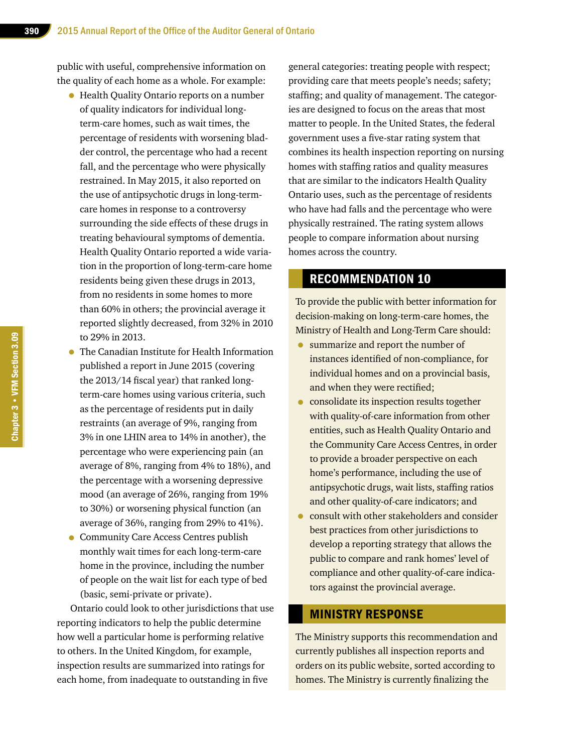public with useful, comprehensive information on the quality of each home as a whole. For example:

- Health Quality Ontario reports on a number of quality indicators for individual long-term-care homes, such as wait times, the percentage of residents with worsening bladder control, the percentage who had a recent fall, and the percentage who were physically restrained. In May 2015, it also reported on the use of antipsychotic drugs in long-term-care homes in response to a controversy surrounding the side effects of these drugs in treating behavioural symptoms of dementia. Health Quality Ontario reported a wide variation in the proportion of long-term-care home residents being given these drugs in 2013, from no residents in some homes to more than 60% in others; the provincial average it reported slightly decreased, from 32% in 2010 to 29% in 2013.
- The Canadian Institute for Health Information published a report in June 2015 (covering the 2013/14 fiscal year) that ranked long-term-care homes using various criteria, such as the percentage of residents put in daily restraints (an average of 9%, ranging from 3% in one LHIN area to 14% in another), the percentage who were experiencing pain (an average of 8%, ranging from 4% to 18%), and the percentage with a worsening depressive mood (an average of 26%, ranging from 19% to 30%) or worsening physical function (an average of 36%, ranging from 29% to 41%).
- Community Care Access Centres publish monthly wait times for each long-term-care home in the province, including the number of people on the wait list for each type of bed (basic, semi-private or private).

Ontario could look to other jurisdictions that use reporting indicators to help the public determine how well a particular home is performing relative to others. In the United Kingdom, for example, inspection results are summarized into ratings for each home, from inadequate to outstanding in five general categories: treating people with respect; providing care that meets people's needs; safety; staffing; and quality of management. The categories are designed to focus on the areas that most matter to people. In the United States, the federal government uses a five-star rating system that combines its health inspection reporting on nursing homes with staffing ratios and quality measures that are similar to the indicators Health Quality Ontario uses, such as the percentage of residents who have had falls and the percentage who were physically restrained. The rating system allows people to compare information about nursing homes across the country.

## RECOMMENDATION 10

To provide the public with better information for decision-making on long-term-care homes, the Ministry of Health and Long-Term Care should:

- summarize and report the number of instances identified of non-compliance, for individual homes and on a provincial basis, and when they were rectified;
- consolidate its inspection results together with quality-of-care information from other entities, such as Health Quality Ontario and the Community Care Access Centres, in order to provide a broader perspective on each home's performance, including the use of antipsychotic drugs, wait lists, staffing ratios and other quality-of-care indicators; and
- consult with other stakeholders and consider best practices from other jurisdictions to develop a reporting strategy that allows the public to compare and rank homes' level of compliance and other quality-of-care indicators against the provincial average.

## MINISTRY RESPONSE

The Ministry supports this recommendation and currently publishes all inspection reports and orders on its public website, sorted according to homes. The Ministry is currently finalizing the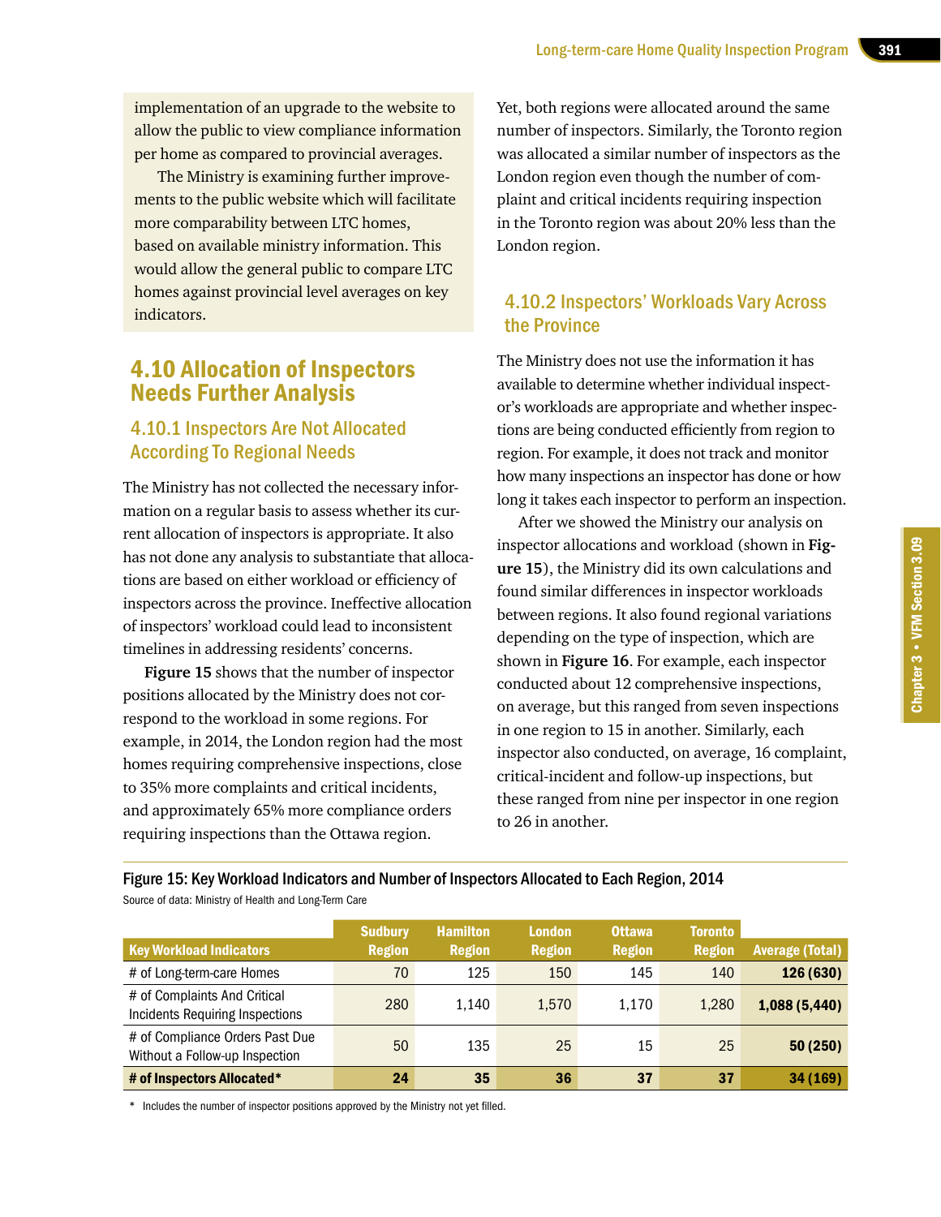implementation of an upgrade to the website to allow the public to view compliance information per home as compared to provincial averages.

The Ministry is examining further improvements to the public website which will facilitate more comparability between LTC homes, based on available ministry information. This would allow the general public to compare LTC homes against provincial level averages on key indicators.

## 4.10 Allocation of Inspectors Needs Further Analysis

### 4.10.1 Inspectors Are Not Allocated According To Regional Needs

The Ministry has not collected the necessary information on a regular basis to assess whether its current allocation of inspectors is appropriate. It also has not done any analysis to substantiate that allocations are based on either workload or efficiency of inspectors across the province. Ineffective allocation of inspectors' workload could lead to inconsistent timelines in addressing residents' concerns.

**Figure 15** shows that the number of inspector positions allocated by the Ministry does not correspond to the workload in some regions. For example, in 2014, the London region had the most homes requiring comprehensive inspections, close to 35% more complaints and critical incidents, and approximately 65% more compliance orders requiring inspections than the Ottawa region. Yet, both regions were allocated around the same number of inspectors. Similarly, the Toronto region was allocated a similar number of inspectors as the London region even though the number of complaint and critical incidents requiring inspection in the Toronto region was about 20% less than the London region.

### 4.10.2 Inspectors' Workloads Vary Across the Province

The Ministry does not use the information it has available to determine whether individual inspector's workloads are appropriate and whether inspections are being conducted efficiently from region to region. For example, it does not track and monitor how many inspections an inspector has done or how long it takes each inspector to perform an inspection.

After we showed the Ministry our analysis on inspector allocations and workload (shown in **Figure 15**), the Ministry did its own calculations and found similar differences in inspector workloads between regions. It also found regional variations depending on the type of inspection, which are shown in **Figure 16**. For example, each inspector conducted about 12 comprehensive inspections, on average, but this ranged from seven inspections in one region to 15 in another. Similarly, each inspector also conducted, on average, 16 complaint, critical-incident and follow-up inspections, but these ranged from nine per inspector in one region to 26 in another.

Figure 15: Key Workload Indicators and Number of Inspectors Allocated to Each Region, 2014

Source of data: Ministry of Health and Long-Term Care

| Key Workload Indicators | Sudbury Region | Hamilton Region | London Region | Ottawa Region | Toronto Region | Average (Total) |
|---|---|---|---|---|---|---|
| # of Long-term-care Homes | 70 | 125 | 150 | 145 | 140 | **126 (630)** |
| # of Complaints And Critical Incidents Requiring Inspections | 280 | 1,140 | 1,570 | 1,170 | 1,280 | **1,088 (5,440)** |
| # of Compliance Orders Past Due Without a Follow-up Inspection | 50 | 135 | 25 | 15 | 25 | **50 (250)** |
| **# of Inspectors Allocated*** | **24** | **35** | **36** | **37** | **37** | **34 (169)** |

\* Includes the number of inspector positions approved by the Ministry not yet filled.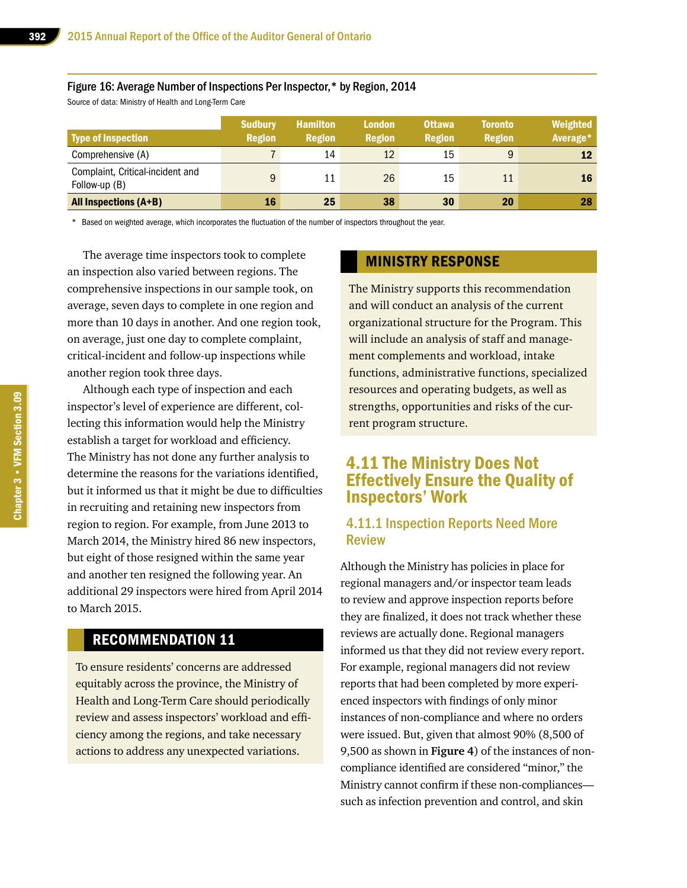Figure 16: Average Number of Inspections Per Inspector,* by Region, 2014

Source of data: Ministry of Health and Long-Term Care

| Type of Inspection | Sudbury Region | Hamilton Region | London Region | Ottawa Region | Toronto Region | Weighted Average* |
|---|---|---|---|---|---|---|
| Comprehensive (A) | 7 | 14 | 12 | 15 | 9 | **12** |
| Complaint, Critical-incident and Follow-up (B) | 9 | 11 | 26 | 15 | 11 | **16** |
| **All Inspections (A+B)** | **16** | **25** | **38** | **30** | **20** | **28** |

* Based on weighted average, which incorporates the fluctuation of the number of inspectors throughout the year.

The average time inspectors took to complete an inspection also varied between regions. The comprehensive inspections in our sample took, on average, seven days to complete in one region and more than 10 days in another. And one region took, on average, just one day to complete complaint, critical-incident and follow-up inspections while another region took three days.

Although each type of inspection and each inspector's level of experience are different, collecting this information would help the Ministry establish a target for workload and efficiency. The Ministry has not done any further analysis to determine the reasons for the variations identified, but it informed us that it might be due to difficulties in recruiting and retaining new inspectors from region to region. For example, from June 2013 to March 2014, the Ministry hired 86 new inspectors, but eight of those resigned within the same year and another ten resigned the following year. An additional 29 inspectors were hired from April 2014 to March 2015.

## RECOMMENDATION 11

To ensure residents' concerns are addressed equitably across the province, the Ministry of Health and Long-Term Care should periodically review and assess inspectors' workload and efficiency among the regions, and take necessary actions to address any unexpected variations.

## MINISTRY RESPONSE

The Ministry supports this recommendation and will conduct an analysis of the current organizational structure for the Program. This will include an analysis of staff and management complements and workload, intake functions, administrative functions, specialized resources and operating budgets, as well as strengths, opportunities and risks of the current program structure.

## 4.11 The Ministry Does Not Effectively Ensure the Quality of Inspectors' Work

### 4.11.1 Inspection Reports Need More Review

Although the Ministry has policies in place for regional managers and/or inspector team leads to review and approve inspection reports before they are finalized, it does not track whether these reviews are actually done. Regional managers informed us that they did not review every report. For example, regional managers did not review reports that had been completed by more experienced inspectors with findings of only minor instances of non-compliance and where no orders were issued. But, given that almost 90% (8,500 of 9,500 as shown in **Figure 4**) of the instances of non-compliance identified are considered "minor," the Ministry cannot confirm if these non-compliances—such as infection prevention and control, and skin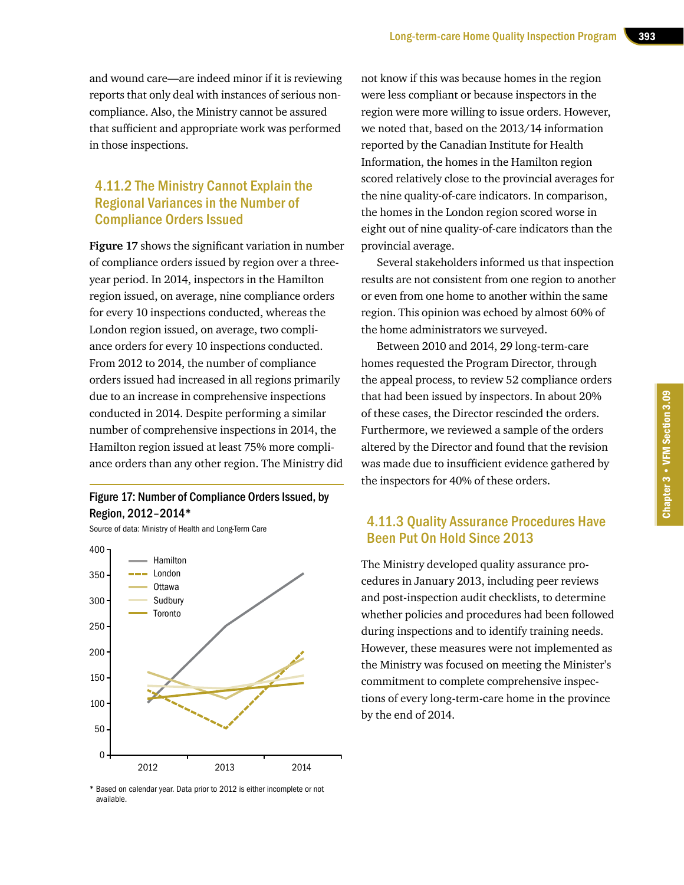and wound care—are indeed minor if it is reviewing reports that only deal with instances of serious non-compliance. Also, the Ministry cannot be assured that sufficient and appropriate work was performed in those inspections.

### 4.11.2 The Ministry Cannot Explain the Regional Variances in the Number of Compliance Orders Issued

**Figure 17** shows the significant variation in number of compliance orders issued by region over a three-year period. In 2014, inspectors in the Hamilton region issued, on average, nine compliance orders for every 10 inspections conducted, whereas the London region issued, on average, two compliance orders for every 10 inspections conducted. From 2012 to 2014, the number of compliance orders issued had increased in all regions primarily due to an increase in comprehensive inspections conducted in 2014. Despite performing a similar number of comprehensive inspections in 2014, the Hamilton region issued at least 75% more compliance orders than any other region. The Ministry did not know if this was because homes in the region were less compliant or because inspectors in the region were more willing to issue orders. However, we noted that, based on the 2013/14 information reported by the Canadian Institute for Health Information, the homes in the Hamilton region scored relatively close to the provincial averages for the nine quality-of-care indicators. In comparison, the homes in the London region scored worse in eight out of nine quality-of-care indicators than the provincial average.

Several stakeholders informed us that inspection results are not consistent from one region to another or even from one home to another within the same region. This opinion was echoed by almost 60% of the home administrators we surveyed.

Between 2010 and 2014, 29 long-term-care homes requested the Program Director, through the appeal process, to review 52 compliance orders that had been issued by inspectors. In about 20% of these cases, the Director rescinded the orders. Furthermore, we reviewed a sample of the orders altered by the Director and found that the revision was made due to insufficient evidence gathered by the inspectors for 40% of these orders.

**Figure 17: Number of Compliance Orders Issued, by Region, 2012–2014***

Source of data: Ministry of Health and Long-Term Care

\* Based on calendar year. Data prior to 2012 is either incomplete or not available.

### 4.11.3 Quality Assurance Procedures Have Been Put On Hold Since 2013

The Ministry developed quality assurance procedures in January 2013, including peer reviews and post-inspection audit checklists, to determine whether policies and procedures had been followed during inspections and to identify training needs. However, these measures were not implemented as the Ministry was focused on meeting the Minister's commitment to complete comprehensive inspections of every long-term-care home in the province by the end of 2014.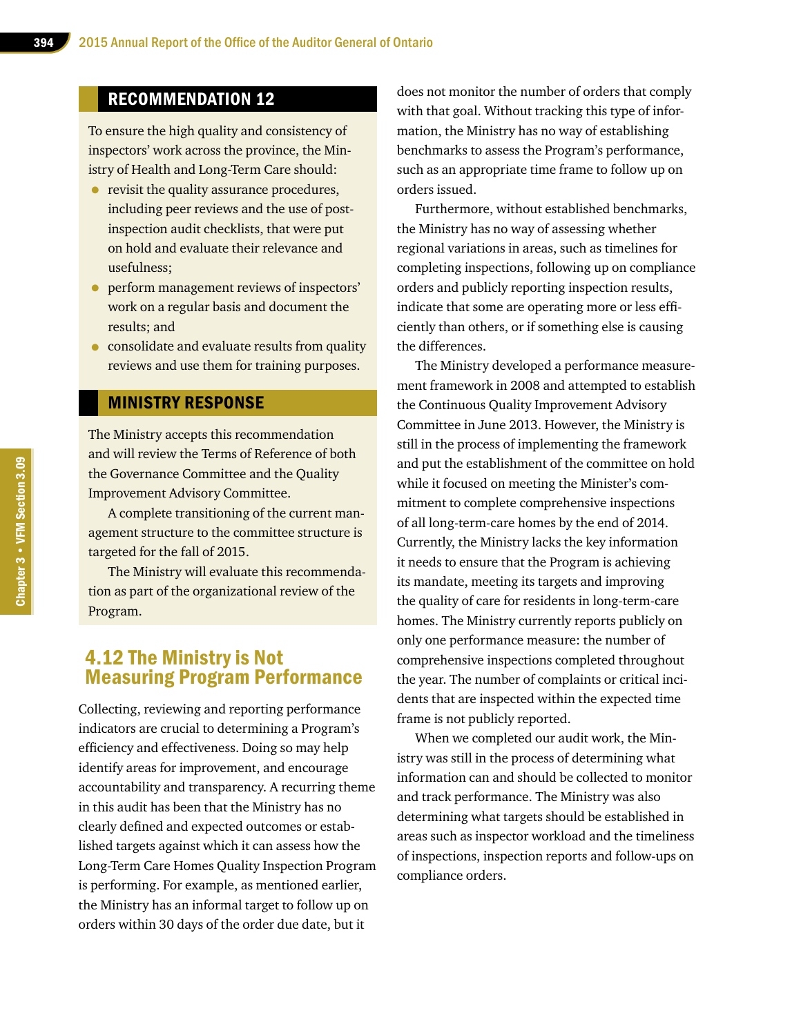## RECOMMENDATION 12

To ensure the high quality and consistency of inspectors' work across the province, the Ministry of Health and Long-Term Care should:

- revisit the quality assurance procedures, including peer reviews and the use of post-inspection audit checklists, that were put on hold and evaluate their relevance and usefulness;
- perform management reviews of inspectors' work on a regular basis and document the results; and
- consolidate and evaluate results from quality reviews and use them for training purposes.

## MINISTRY RESPONSE

The Ministry accepts this recommendation and will review the Terms of Reference of both the Governance Committee and the Quality Improvement Advisory Committee.

A complete transitioning of the current management structure to the committee structure is targeted for the fall of 2015.

The Ministry will evaluate this recommendation as part of the organizational review of the Program.

## 4.12 The Ministry is Not Measuring Program Performance

Collecting, reviewing and reporting performance indicators are crucial to determining a Program's efficiency and effectiveness. Doing so may help identify areas for improvement, and encourage accountability and transparency. A recurring theme in this audit has been that the Ministry has no clearly defined and expected outcomes or established targets against which it can assess how the Long-Term Care Homes Quality Inspection Program is performing. For example, as mentioned earlier, the Ministry has an informal target to follow up on orders within 30 days of the order due date, but it does not monitor the number of orders that comply with that goal. Without tracking this type of information, the Ministry has no way of establishing benchmarks to assess the Program's performance, such as an appropriate time frame to follow up on orders issued.

Furthermore, without established benchmarks, the Ministry has no way of assessing whether regional variations in areas, such as timelines for completing inspections, following up on compliance orders and publicly reporting inspection results, indicate that some are operating more or less efficiently than others, or if something else is causing the differences.

The Ministry developed a performance measurement framework in 2008 and attempted to establish the Continuous Quality Improvement Advisory Committee in June 2013. However, the Ministry is still in the process of implementing the framework and put the establishment of the committee on hold while it focused on meeting the Minister's commitment to complete comprehensive inspections of all long-term-care homes by the end of 2014. Currently, the Ministry lacks the key information it needs to ensure that the Program is achieving its mandate, meeting its targets and improving the quality of care for residents in long-term-care homes. The Ministry currently reports publicly on only one performance measure: the number of comprehensive inspections completed throughout the year. The number of complaints or critical incidents that are inspected within the expected time frame is not publicly reported.

When we completed our audit work, the Ministry was still in the process of determining what information can and should be collected to monitor and track performance. The Ministry was also determining what targets should be established in areas such as inspector workload and the timeliness of inspections, inspection reports and follow-ups on compliance orders.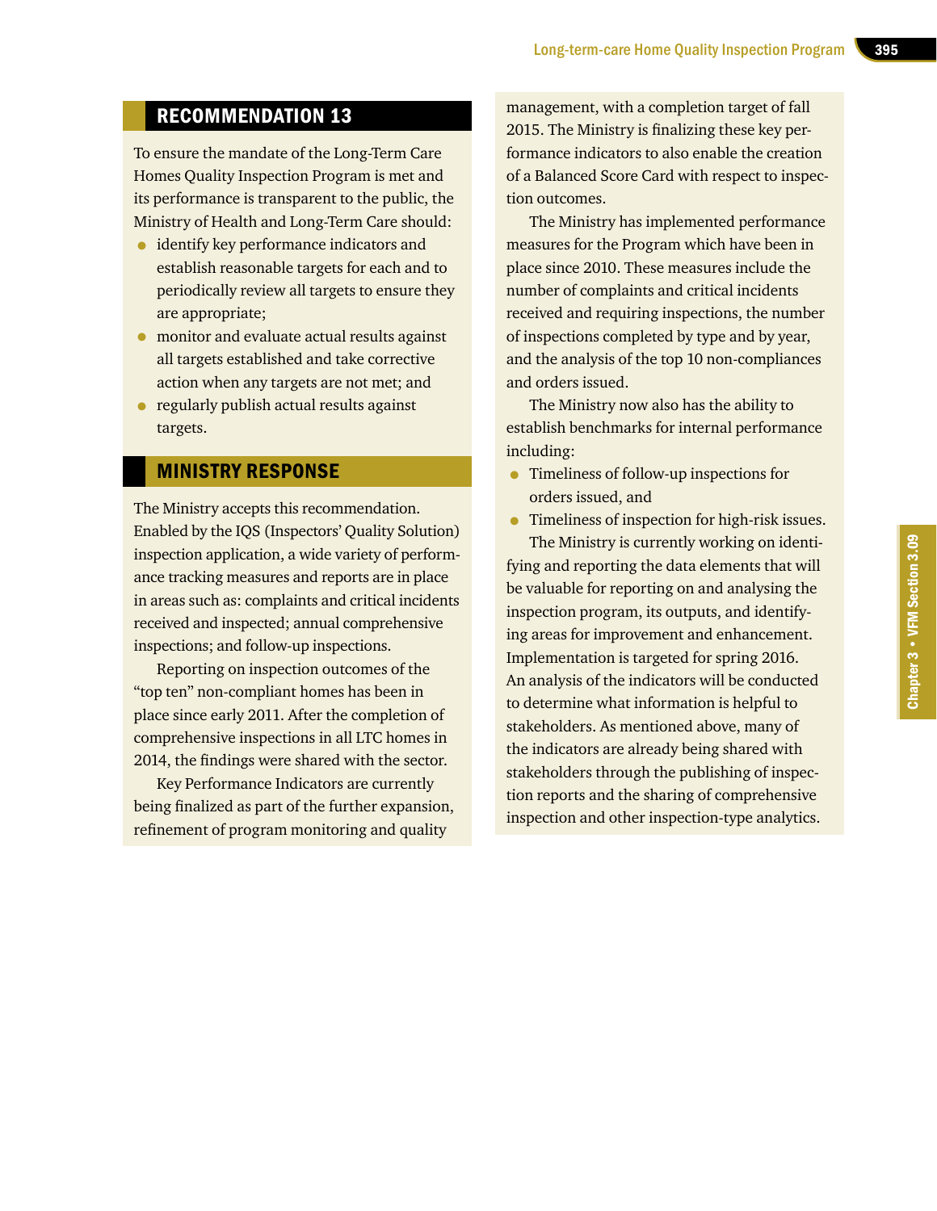## RECOMMENDATION 13

To ensure the mandate of the Long-Term Care Homes Quality Inspection Program is met and its performance is transparent to the public, the Ministry of Health and Long-Term Care should:

- identify key performance indicators and establish reasonable targets for each and to periodically review all targets to ensure they are appropriate;
- monitor and evaluate actual results against all targets established and take corrective action when any targets are not met; and
- regularly publish actual results against targets.

## MINISTRY RESPONSE

The Ministry accepts this recommendation. Enabled by the IQS (Inspectors' Quality Solution) inspection application, a wide variety of performance tracking measures and reports are in place in areas such as: complaints and critical incidents received and inspected; annual comprehensive inspections; and follow-up inspections.

Reporting on inspection outcomes of the "top ten" non-compliant homes has been in place since early 2011. After the completion of comprehensive inspections in all LTC homes in 2014, the findings were shared with the sector.

Key Performance Indicators are currently being finalized as part of the further expansion, refinement of program monitoring and quality management, with a completion target of fall 2015. The Ministry is finalizing these key performance indicators to also enable the creation of a Balanced Score Card with respect to inspection outcomes.

The Ministry has implemented performance measures for the Program which have been in place since 2010. These measures include the number of complaints and critical incidents received and requiring inspections, the number of inspections completed by type and by year, and the analysis of the top 10 non-compliances and orders issued.

The Ministry now also has the ability to establish benchmarks for internal performance including:

- Timeliness of follow-up inspections for orders issued, and
- Timeliness of inspection for high-risk issues.

The Ministry is currently working on identifying and reporting the data elements that will be valuable for reporting on and analysing the inspection program, its outputs, and identifying areas for improvement and enhancement. Implementation is targeted for spring 2016. An analysis of the indicators will be conducted to determine what information is helpful to stakeholders. As mentioned above, many of the indicators are already being shared with stakeholders through the publishing of inspection reports and the sharing of comprehensive inspection and other inspection-type analytics.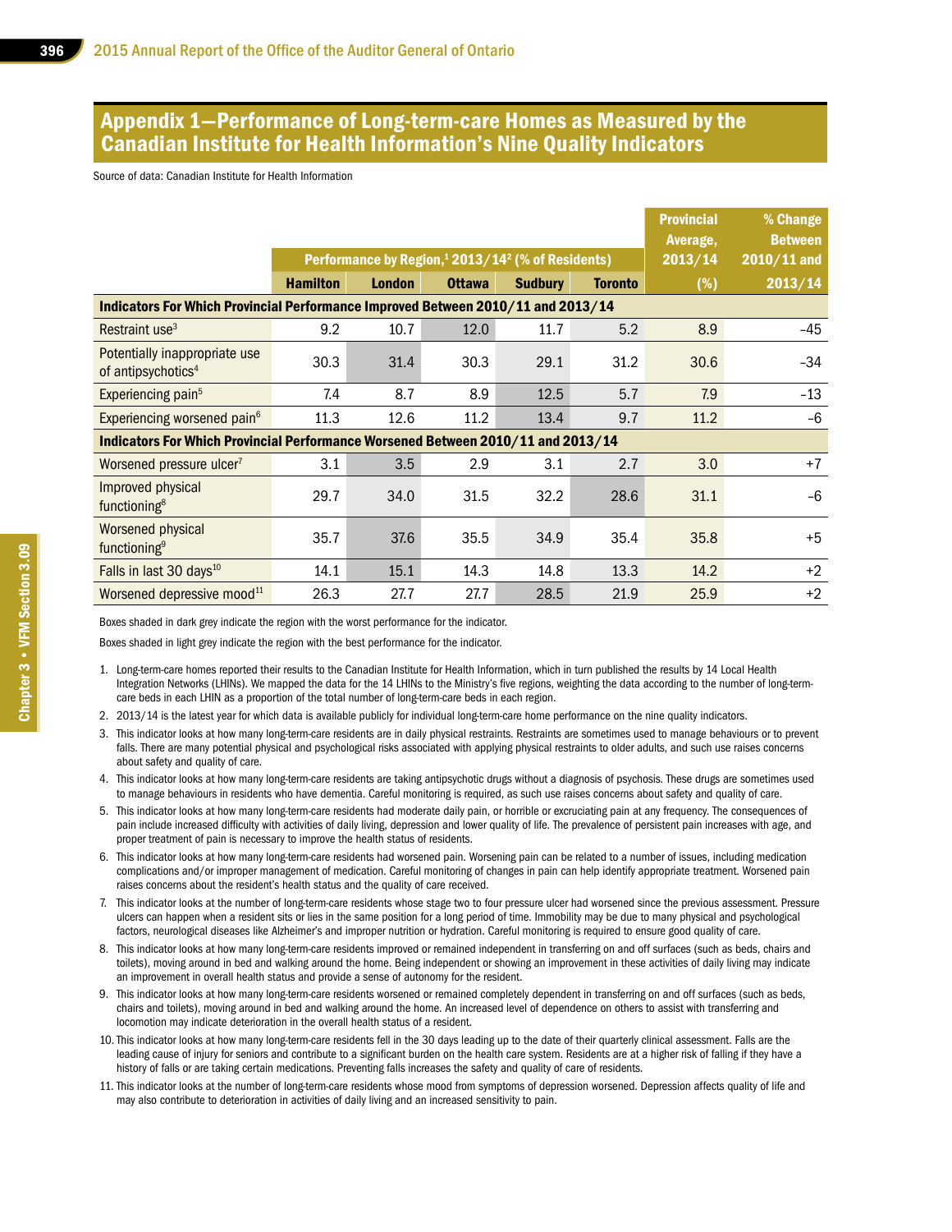## Appendix 1—Performance of Long-term-care Homes as Measured by the Canadian Institute for Health Information's Nine Quality Indicators

Source of data: Canadian Institute for Health Information

| | Performance by Region,[1] 2013/14[2] (% of Residents) | | | | | Provincial Average, 2013/14 | % Change Between 2010/11 and 2013/14 |
|---|---|---|---|---|---|---|---|
| | Hamilton | London | Ottawa | Sudbury | Toronto | (%) | |
| **Indicators For Which Provincial Performance Improved Between 2010/11 and 2013/14** | | | | | | | |
| Restraint use[3] | 9.2 | 10.7 | 12.0 | 11.7 | 5.2 | 8.9 | –45 |
| Potentially inappropriate use of antipsychotics[4] | 30.3 | 31.4 | 30.3 | 29.1 | 31.2 | 30.6 | –34 |
| Experiencing pain[5] | 7.4 | 8.7 | 8.9 | 12.5 | 5.7 | 7.9 | –13 |
| Experiencing worsened pain[6] | 11.3 | 12.6 | 11.2 | 13.4 | 9.7 | 11.2 | –6 |
| **Indicators For Which Provincial Performance Worsened Between 2010/11 and 2013/14** | | | | | | | |
| Worsened pressure ulcer[7] | 3.1 | 3.5 | 2.9 | 3.1 | 2.7 | 3.0 | +7 |
| Improved physical functioning[8] | 29.7 | 34.0 | 31.5 | 32.2 | 28.6 | 31.1 | –6 |
| Worsened physical functioning[9] | 35.7 | 37.6 | 35.5 | 34.9 | 35.4 | 35.8 | +5 |
| Falls in last 30 days[10] | 14.1 | 15.1 | 14.3 | 14.8 | 13.3 | 14.2 | +2 |
| Worsened depressive mood[11] | 26.3 | 27.7 | 27.7 | 28.5 | 21.9 | 25.9 | +2 |

Boxes shaded in dark grey indicate the region with the worst performance for the indicator.

Boxes shaded in light grey indicate the region with the best performance for the indicator.

1. Long-term-care homes reported their results to the Canadian Institute for Health Information, which in turn published the results by 14 Local Health Integration Networks (LHINs). We mapped the data for the 14 LHINs to the Ministry's five regions, weighting the data according to the number of long-term-care beds in each LHIN as a proportion of the total number of long-term-care beds in each region.
2. 2013/14 is the latest year for which data is available publicly for individual long-term-care home performance on the nine quality indicators.
3. This indicator looks at how many long-term-care residents are in daily physical restraints. Restraints are sometimes used to manage behaviours or to prevent falls. There are many potential physical and psychological risks associated with applying physical restraints to older adults, and such use raises concerns about safety and quality of care.
4. This indicator looks at how many long-term-care residents are taking antipsychotic drugs without a diagnosis of psychosis. These drugs are sometimes used to manage behaviours in residents who have dementia. Careful monitoring is required, as such use raises concerns about safety and quality of care.
5. This indicator looks at how many long-term-care residents had moderate daily pain, or horrible or excruciating pain at any frequency. The consequences of pain include increased difficulty with activities of daily living, depression and lower quality of life. The prevalence of persistent pain increases with age, and proper treatment of pain is necessary to improve the health status of residents.
6. This indicator looks at how many long-term-care residents had worsened pain. Worsening pain can be related to a number of issues, including medication complications and/or improper management of medication. Careful monitoring of changes in pain can help identify appropriate treatment. Worsened pain raises concerns about the resident's health status and the quality of care received.
7. This indicator looks at the number of long-term-care residents whose stage two to four pressure ulcer had worsened since the previous assessment. Pressure ulcers can happen when a resident sits or lies in the same position for a long period of time. Immobility may be due to many physical and psychological factors, neurological diseases like Alzheimer's and improper nutrition or hydration. Careful monitoring is required to ensure good quality of care.
8. This indicator looks at how many long-term-care residents improved or remained independent in transferring on and off surfaces (such as beds, chairs and toilets), moving around in bed and walking around the home. Being independent or showing an improvement in these activities of daily living may indicate an improvement in overall health status and provide a sense of autonomy for the resident.
9. This indicator looks at how many long-term-care residents worsened or remained completely dependent in transferring on and off surfaces (such as beds, chairs and toilets), moving around in bed and walking around the home. An increased level of dependence on others to assist with transferring and locomotion may indicate deterioration in the overall health status of a resident.
10. This indicator looks at how many long-term-care residents fell in the 30 days leading up to the date of their quarterly clinical assessment. Falls are the leading cause of injury for seniors and contribute to a significant burden on the health care system. Residents are at a higher risk of falling if they have a history of falls or are taking certain medications. Preventing falls increases the safety and quality of care of residents.
11. This indicator looks at the number of long-term-care residents whose mood from symptoms of depression worsened. Depression affects quality of life and may also contribute to deterioration in activities of daily living and an increased sensitivity to pain.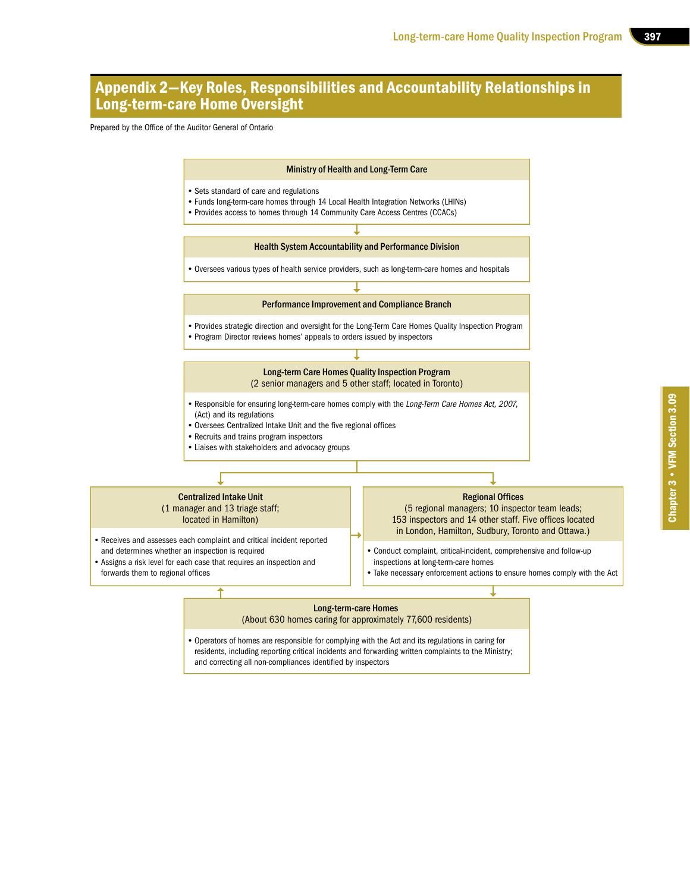## Appendix 2—Key Roles, Responsibilities and Accountability Relationships in Long-term-care Home Oversight

Prepared by the Office of the Auditor General of Ontario

**Ministry of Health and Long-Term Care**

- Sets standard of care and regulations
- Funds long-term-care homes through 14 Local Health Integration Networks (LHINs)
- Provides access to homes through 14 Community Care Access Centres (CCACs)

↓

**Health System Accountability and Performance Division**

- Oversees various types of health service providers, such as long-term-care homes and hospitals

↓

**Performance Improvement and Compliance Branch**

- Provides strategic direction and oversight for the Long-Term Care Homes Quality Inspection Program
- Program Director reviews homes' appeals to orders issued by inspectors

↓

**Long-term Care Homes Quality Inspection Program**
(2 senior managers and 5 other staff; located in Toronto)

- Responsible for ensuring long-term-care homes comply with the *Long-Term Care Homes Act, 2007*, (Act) and its regulations
- Oversees Centralized Intake Unit and the five regional offices
- Recruits and trains program inspectors
- Liaises with stakeholders and advocacy groups

↓

**Centralized Intake Unit**
(1 manager and 13 triage staff; located in Hamilton)

- Receives and assesses each complaint and critical incident reported and determines whether an inspection is required
- Assigns a risk level for each case that requires an inspection and forwards them to regional offices

→

**Regional Offices**
(5 regional managers; 10 inspector team leads; 153 inspectors and 14 other staff. Five offices located in London, Hamilton, Sudbury, Toronto and Ottawa.)

- Conduct complaint, critical-incident, comprehensive and follow-up inspections at long-term-care homes
- Take necessary enforcement actions to ensure homes comply with the Act

**Long-term-care Homes**
(About 630 homes caring for approximately 77,600 residents)

- Operators of homes are responsible for complying with the Act and its regulations in caring for residents, including reporting critical incidents and forwarding written complaints to the Ministry; and correcting all non-compliances identified by inspectors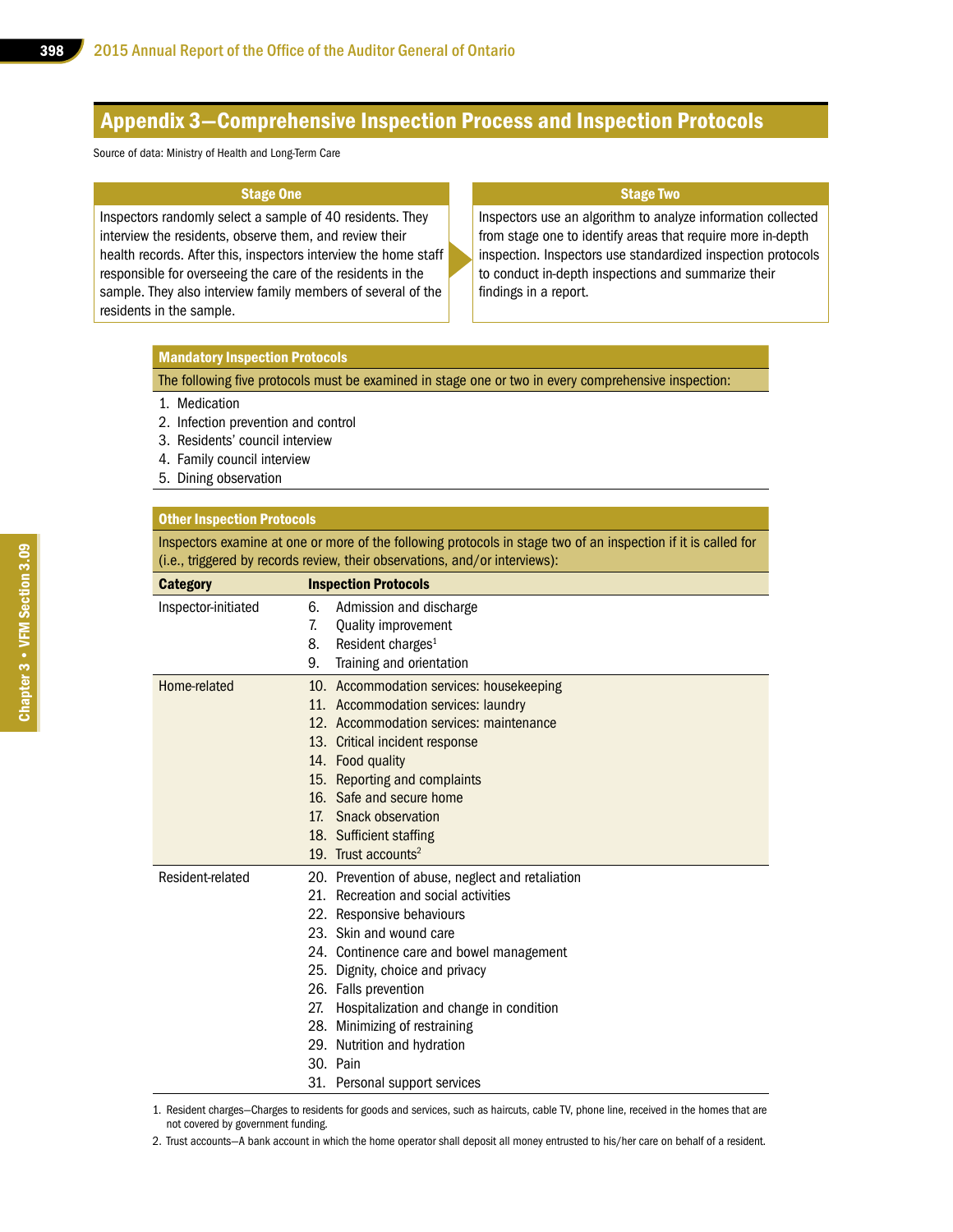## Appendix 3—Comprehensive Inspection Process and Inspection Protocols

Source of data: Ministry of Health and Long-Term Care

| Stage One | Stage Two |
| --- | --- |
| Inspectors randomly select a sample of 40 residents. They interview the residents, observe them, and review their health records. After this, inspectors interview the home staff responsible for overseeing the care of the residents in the sample. They also interview family members of several of the residents in the sample. | Inspectors use an algorithm to analyze information collected from stage one to identify areas that require more in-depth inspection. Inspectors use standardized inspection protocols to conduct in-depth inspections and summarize their findings in a report. |

### Mandatory Inspection Protocols

The following five protocols must be examined in stage one or two in every comprehensive inspection:

1. Medication
2. Infection prevention and control
3. Residents' council interview
4. Family council interview
5. Dining observation

### Other Inspection Protocols

Inspectors examine at one or more of the following protocols in stage two of an inspection if it is called for (i.e., triggered by records review, their observations, and/or interviews):

| Category | Inspection Protocols |
| --- | --- |
| Inspector-initiated | 6. Admission and discharge<br>7. Quality improvement<br>8. Resident charges[1]<br>9. Training and orientation |
| Home-related | 10. Accommodation services: housekeeping<br>11. Accommodation services: laundry<br>12. Accommodation services: maintenance<br>13. Critical incident response<br>14. Food quality<br>15. Reporting and complaints<br>16. Safe and secure home<br>17. Snack observation<br>18. Sufficient staffing<br>19. Trust accounts[2] |
| Resident-related | 20. Prevention of abuse, neglect and retaliation<br>21. Recreation and social activities<br>22. Responsive behaviours<br>23. Skin and wound care<br>24. Continence care and bowel management<br>25. Dignity, choice and privacy<br>26. Falls prevention<br>27. Hospitalization and change in condition<br>28. Minimizing of restraining<br>29. Nutrition and hydration<br>30. Pain<br>31. Personal support services |

1. Resident charges—Charges to residents for goods and services, such as haircuts, cable TV, phone line, received in the homes that are not covered by government funding.
2. Trust accounts—A bank account in which the home operator shall deposit all money entrusted to his/her care on behalf of a resident.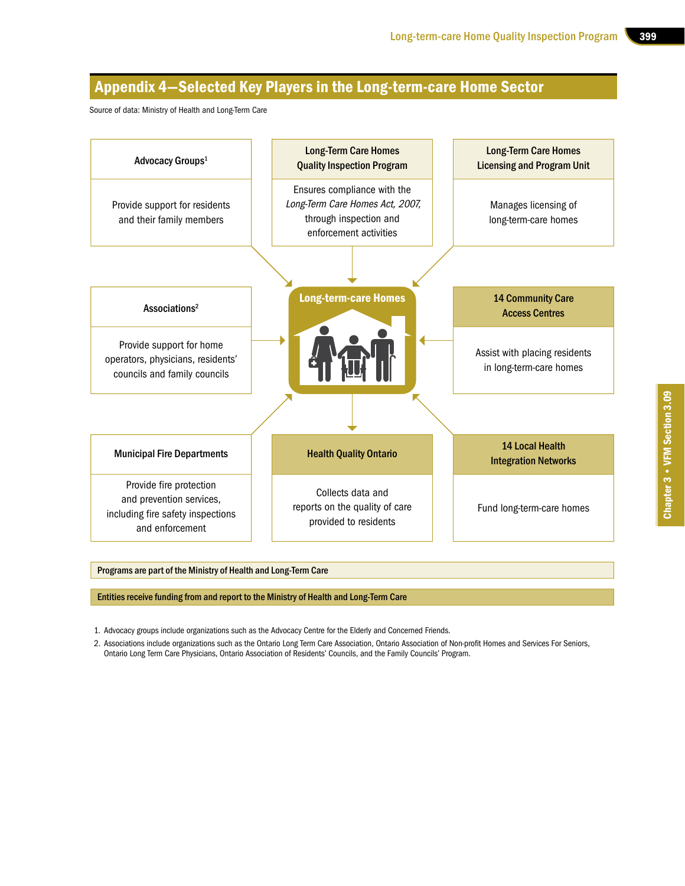## Appendix 4—Selected Key Players in the Long-term-care Home Sector

Source of data: Ministry of Health and Long-Term Care

**Advocacy Groups**[1]

Provide support for residents and their family members

**Long-Term Care Homes Quality Inspection Program**

Ensures compliance with the *Long-Term Care Homes Act, 2007,* through inspection and enforcement activities

**Long-Term Care Homes Licensing and Program Unit**

Manages licensing of long-term-care homes

**Associations**[2]

Provide support for home operators, physicians, residents' councils and family councils

**Long-term-care Homes**

**14 Community Care Access Centres**

Assist with placing residents in long-term-care homes

**Municipal Fire Departments**

Provide fire protection and prevention services, including fire safety inspections and enforcement

**Health Quality Ontario**

Collects data and reports on the quality of care provided to residents

**14 Local Health Integration Networks**

Fund long-term-care homes

Programs are part of the Ministry of Health and Long-Term Care

Entities receive funding from and report to the Ministry of Health and Long-Term Care

1. Advocacy groups include organizations such as the Advocacy Centre for the Elderly and Concerned Friends.
2. Associations include organizations such as the Ontario Long Term Care Association, Ontario Association of Non-profit Homes and Services For Seniors, Ontario Long Term Care Physicians, Ontario Association of Residents' Councils, and the Family Councils' Program.